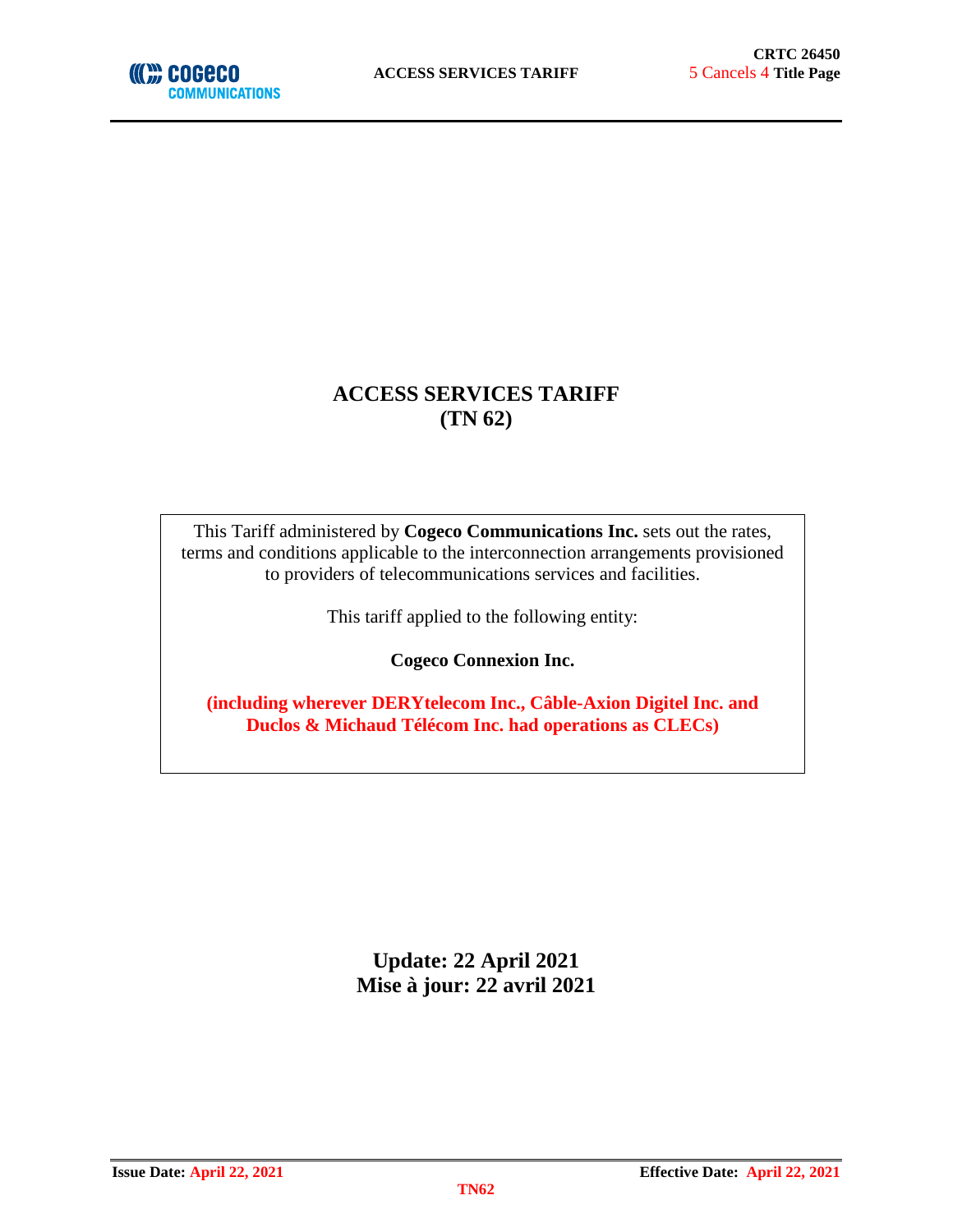# ACCESS SERVICES TARIFF
# (TN 62)

This Tariff administered by **Cogeco Communications Inc.** sets out the rates, terms and conditions applicable to the interconnection arrangements provisioned to providers of telecommunications services and facilities.

This tariff applied to the following entity:

**Cogeco Connexion Inc.**

**(including wherever DERYtelecom Inc., Câble-Axion Digitel Inc. and Duclos & Michaud Télécom Inc. had operations as CLECs)**

**Update: 22 April 2021**
**Mise à jour: 22 avril 2021**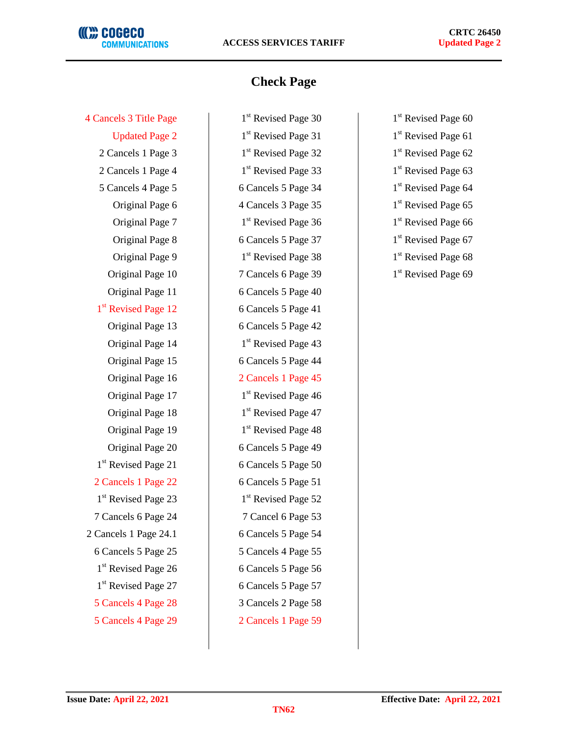# Check Page

4 Cancels 3 Title Page
Updated Page 2
2 Cancels 1 Page 3
2 Cancels 1 Page 4
5 Cancels 4 Page 5
Original Page 6
Original Page 7
Original Page 8
Original Page 9
Original Page 10
Original Page 11
1st Revised Page 12
Original Page 13
Original Page 14
Original Page 15
Original Page 16
Original Page 17
Original Page 18
Original Page 19
Original Page 20
1st Revised Page 21
2 Cancels 1 Page 22
1st Revised Page 23
7 Cancels 6 Page 24
2 Cancels 1 Page 24.1
6 Cancels 5 Page 25
1st Revised Page 26
1st Revised Page 27
5 Cancels 4 Page 28
5 Cancels 4 Page 29
1st Revised Page 30
1st Revised Page 31
1st Revised Page 32
1st Revised Page 33
6 Cancels 5 Page 34
4 Cancels 3 Page 35
1st Revised Page 36
6 Cancels 5 Page 37
1st Revised Page 38
7 Cancels 6 Page 39
6 Cancels 5 Page 40
6 Cancels 5 Page 41
6 Cancels 5 Page 42
1st Revised Page 43
6 Cancels 5 Page 44
2 Cancels 1 Page 45
1st Revised Page 46
1st Revised Page 47
1st Revised Page 48
6 Cancels 5 Page 49
6 Cancels 5 Page 50
6 Cancels 5 Page 51
1st Revised Page 52
7 Cancel 6 Page 53
6 Cancels 5 Page 54
5 Cancels 4 Page 55
6 Cancels 5 Page 56
6 Cancels 5 Page 57
3 Cancels 2 Page 58
2 Cancels 1 Page 59
1st Revised Page 60
1st Revised Page 61
1st Revised Page 62
1st Revised Page 63
1st Revised Page 64
1st Revised Page 65
1st Revised Page 66
1st Revised Page 67
1st Revised Page 68
1st Revised Page 69

**Issue Date:** April 22, 2021 **Effective Date:** April 22, 2021

TN62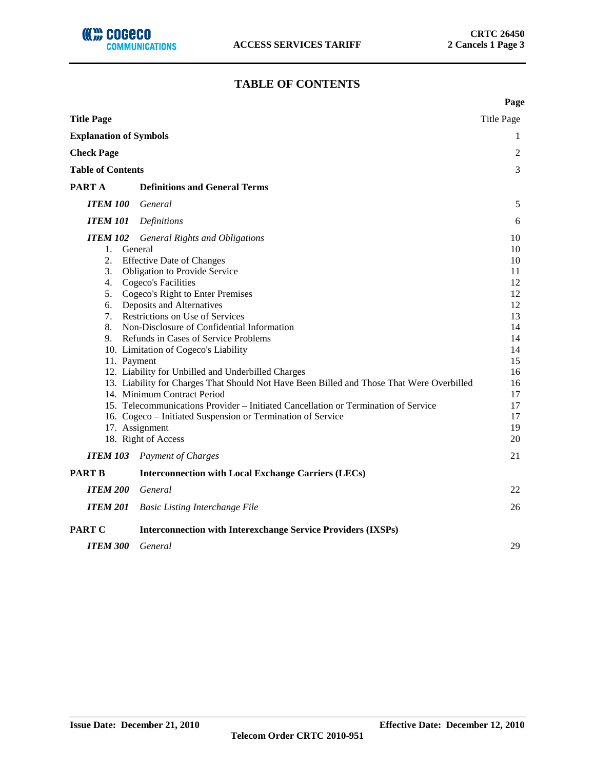# TABLE OF CONTENTS

| | | Page |
|---|---|---|
| **Title Page** | | Title Page |
| **Explanation of Symbols** | | 1 |
| **Check Page** | | 2 |
| **Table of Contents** | | 3 |
| **PART A** | **Definitions and General Terms** | |
| ***ITEM 100*** | *General* | 5 |
| ***ITEM 101*** | *Definitions* | 6 |
| ***ITEM 102*** | *General Rights and Obligations* | 10 |
| | 1. General | 10 |
| | 2. Effective Date of Changes | 10 |
| | 3. Obligation to Provide Service | 11 |
| | 4. Cogeco's Facilities | 12 |
| | 5. Cogeco's Right to Enter Premises | 12 |
| | 6. Deposits and Alternatives | 12 |
| | 7. Restrictions on Use of Services | 13 |
| | 8. Non-Disclosure of Confidential Information | 14 |
| | 9. Refunds in Cases of Service Problems | 14 |
| | 10. Limitation of Cogeco's Liability | 14 |
| | 11. Payment | 15 |
| | 12. Liability for Unbilled and Underbilled Charges | 16 |
| | 13. Liability for Charges That Should Not Have Been Billed and Those That Were Overbilled | 16 |
| | 14. Minimum Contract Period | 17 |
| | 15. Telecommunications Provider – Initiated Cancellation or Termination of Service | 17 |
| | 16. Cogeco – Initiated Suspension or Termination of Service | 17 |
| | 17. Assignment | 19 |
| | 18. Right of Access | 20 |
| ***ITEM 103*** | *Payment of Charges* | 21 |
| **PART B** | **Interconnection with Local Exchange Carriers (LECs)** | |
| ***ITEM 200*** | *General* | 22 |
| ***ITEM 201*** | *Basic Listing Interchange File* | 26 |
| **PART C** | **Interconnection with Interexchange Service Providers (IXSPs)** | |
| ***ITEM 300*** | *General* | 29 |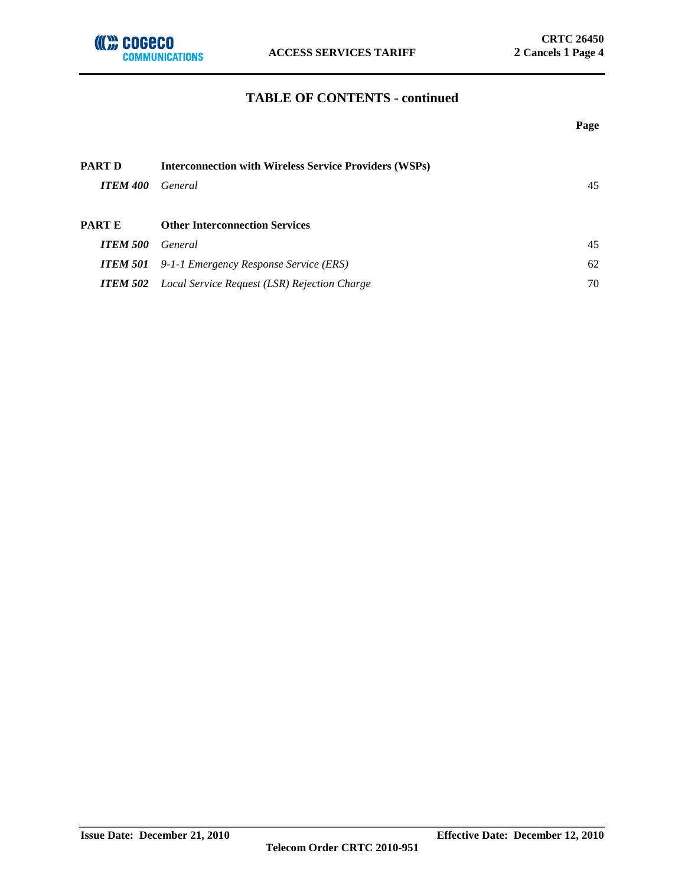## TABLE OF CONTENTS - continued

| | | Page |
|---|---|---|
| **PART D** | **Interconnection with Wireless Service Providers (WSPs)** | |
| ***ITEM 400*** | *General* | 45 |
| **PART E** | **Other Interconnection Services** | |
| ***ITEM 500*** | *General* | 45 |
| ***ITEM 501*** | *9-1-1 Emergency Response Service (ERS)* | 62 |
| ***ITEM 502*** | *Local Service Request (LSR) Rejection Charge* | 70 |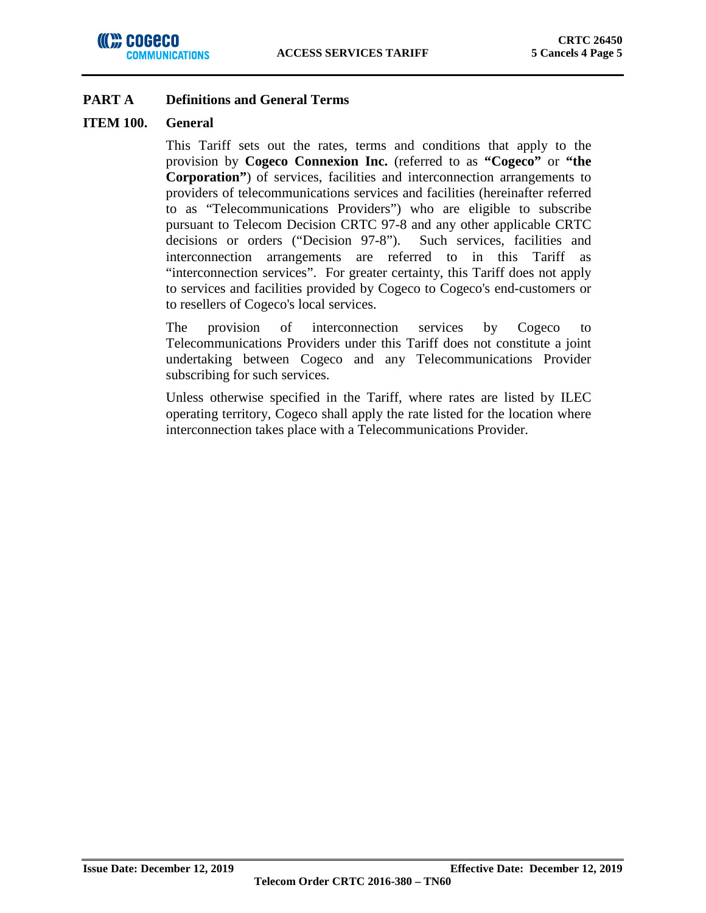## PART A Definitions and General Terms

### ITEM 100. General

This Tariff sets out the rates, terms and conditions that apply to the provision by **Cogeco Connexion Inc.** (referred to as **"Cogeco"** or **"the Corporation"**) of services, facilities and interconnection arrangements to providers of telecommunications services and facilities (hereinafter referred to as "Telecommunications Providers") who are eligible to subscribe pursuant to Telecom Decision CRTC 97-8 and any other applicable CRTC decisions or orders ("Decision 97-8"). Such services, facilities and interconnection arrangements are referred to in this Tariff as "interconnection services". For greater certainty, this Tariff does not apply to services and facilities provided by Cogeco to Cogeco's end-customers or to resellers of Cogeco's local services.

The provision of interconnection services by Cogeco to Telecommunications Providers under this Tariff does not constitute a joint undertaking between Cogeco and any Telecommunications Provider subscribing for such services.

Unless otherwise specified in the Tariff, where rates are listed by ILEC operating territory, Cogeco shall apply the rate listed for the location where interconnection takes place with a Telecommunications Provider.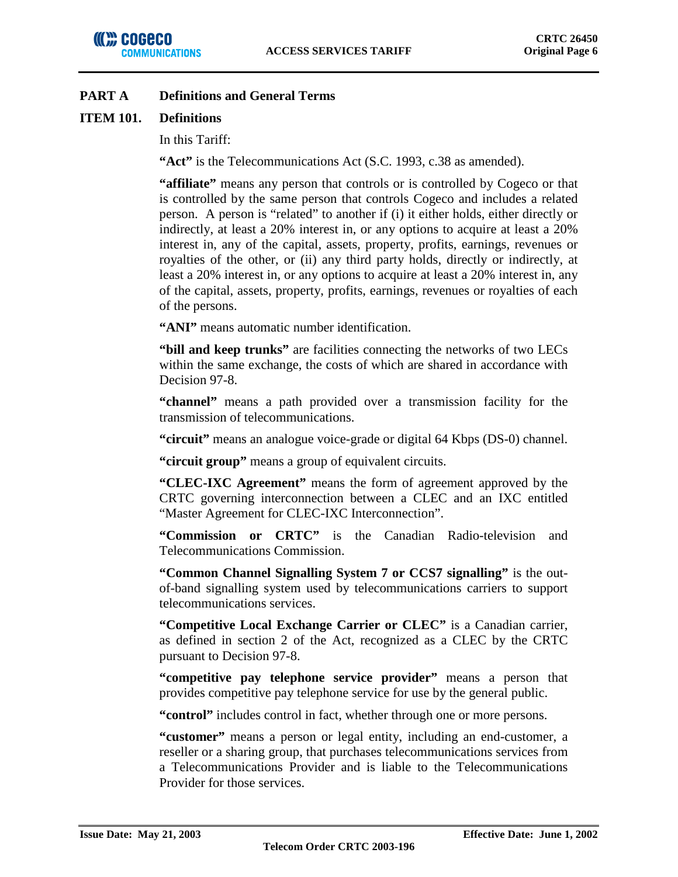## PART A Definitions and General Terms

### ITEM 101. Definitions

In this Tariff:

**"Act"** is the Telecommunications Act (S.C. 1993, c.38 as amended).

**"affiliate"** means any person that controls or is controlled by Cogeco or that is controlled by the same person that controls Cogeco and includes a related person. A person is "related" to another if (i) it either holds, either directly or indirectly, at least a 20% interest in, or any options to acquire at least a 20% interest in, any of the capital, assets, property, profits, earnings, revenues or royalties of the other, or (ii) any third party holds, directly or indirectly, at least a 20% interest in, or any options to acquire at least a 20% interest in, any of the capital, assets, property, profits, earnings, revenues or royalties of each of the persons.

**"ANI"** means automatic number identification.

**"bill and keep trunks"** are facilities connecting the networks of two LECs within the same exchange, the costs of which are shared in accordance with Decision 97-8.

**"channel"** means a path provided over a transmission facility for the transmission of telecommunications.

**"circuit"** means an analogue voice-grade or digital 64 Kbps (DS-0) channel.

**"circuit group"** means a group of equivalent circuits.

**"CLEC-IXC Agreement"** means the form of agreement approved by the CRTC governing interconnection between a CLEC and an IXC entitled "Master Agreement for CLEC-IXC Interconnection".

**"Commission or CRTC"** is the Canadian Radio-television and Telecommunications Commission.

**"Common Channel Signalling System 7 or CCS7 signalling"** is the out-of-band signalling system used by telecommunications carriers to support telecommunications services.

**"Competitive Local Exchange Carrier or CLEC"** is a Canadian carrier, as defined in section 2 of the Act, recognized as a CLEC by the CRTC pursuant to Decision 97-8.

**"competitive pay telephone service provider"** means a person that provides competitive pay telephone service for use by the general public.

**"control"** includes control in fact, whether through one or more persons.

**"customer"** means a person or legal entity, including an end-customer, a reseller or a sharing group, that purchases telecommunications services from a Telecommunications Provider and is liable to the Telecommunications Provider for those services.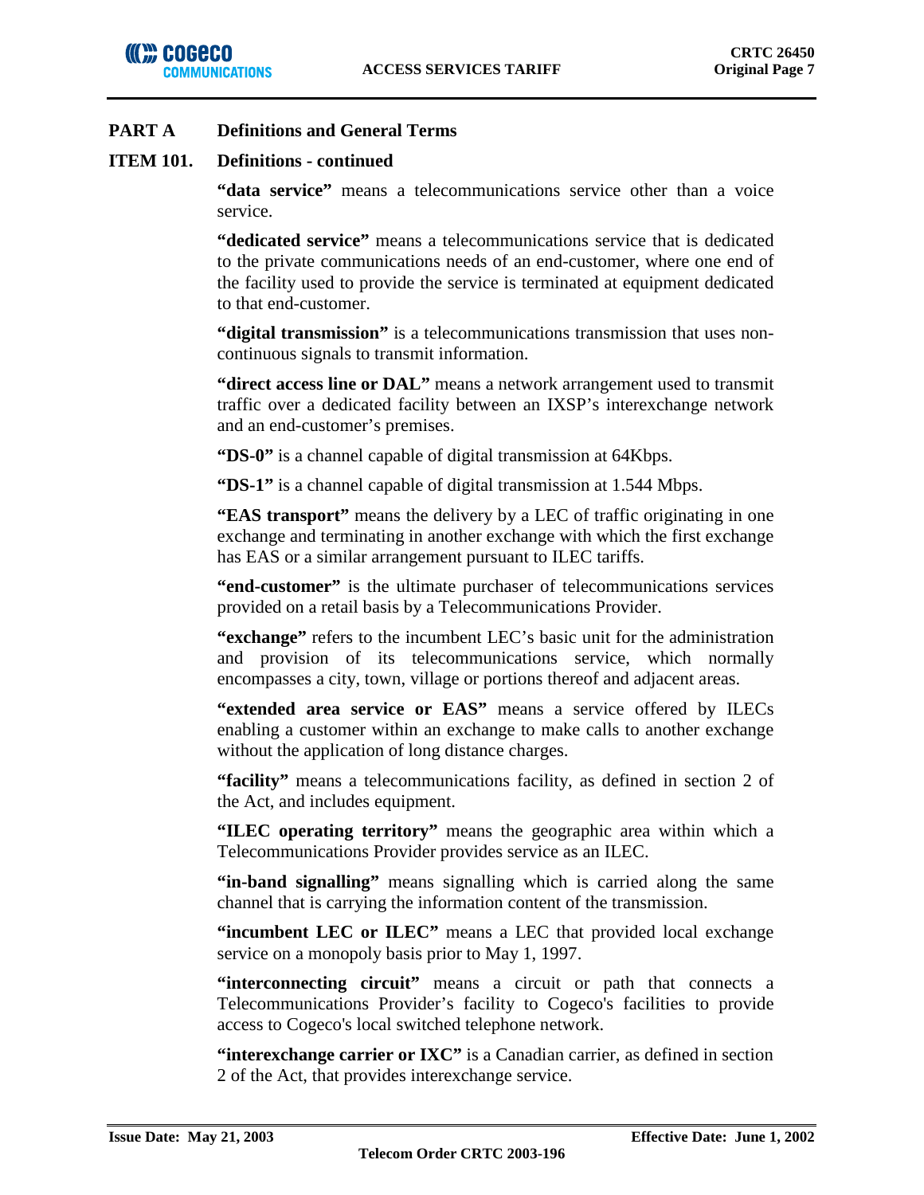## PART A Definitions and General Terms

### ITEM 101. Definitions - continued

**"data service"** means a telecommunications service other than a voice service.

**"dedicated service"** means a telecommunications service that is dedicated to the private communications needs of an end-customer, where one end of the facility used to provide the service is terminated at equipment dedicated to that end-customer.

**"digital transmission"** is a telecommunications transmission that uses non-continuous signals to transmit information.

**"direct access line or DAL"** means a network arrangement used to transmit traffic over a dedicated facility between an IXSP's interexchange network and an end-customer's premises.

**"DS-0"** is a channel capable of digital transmission at 64Kbps.

**"DS-1"** is a channel capable of digital transmission at 1.544 Mbps.

**"EAS transport"** means the delivery by a LEC of traffic originating in one exchange and terminating in another exchange with which the first exchange has EAS or a similar arrangement pursuant to ILEC tariffs.

**"end-customer"** is the ultimate purchaser of telecommunications services provided on a retail basis by a Telecommunications Provider.

**"exchange"** refers to the incumbent LEC's basic unit for the administration and provision of its telecommunications service, which normally encompasses a city, town, village or portions thereof and adjacent areas.

**"extended area service or EAS"** means a service offered by ILECs enabling a customer within an exchange to make calls to another exchange without the application of long distance charges.

**"facility"** means a telecommunications facility, as defined in section 2 of the Act, and includes equipment.

**"ILEC operating territory"** means the geographic area within which a Telecommunications Provider provides service as an ILEC.

**"in-band signalling"** means signalling which is carried along the same channel that is carrying the information content of the transmission.

**"incumbent LEC or ILEC"** means a LEC that provided local exchange service on a monopoly basis prior to May 1, 1997.

**"interconnecting circuit"** means a circuit or path that connects a Telecommunications Provider's facility to Cogeco's facilities to provide access to Cogeco's local switched telephone network.

**"interexchange carrier or IXC"** is a Canadian carrier, as defined in section 2 of the Act, that provides interexchange service.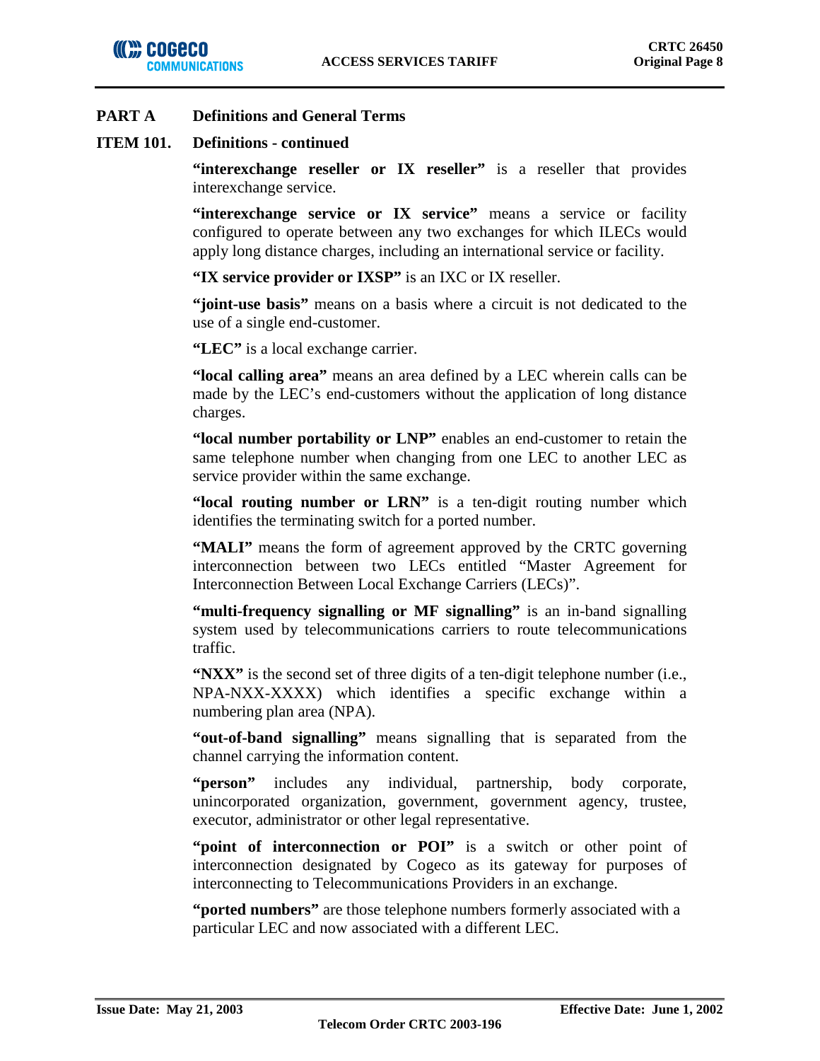**PART A　Definitions and General Terms**

**ITEM 101.　Definitions - continued**

**"interexchange reseller or IX reseller"** is a reseller that provides interexchange service.

**"interexchange service or IX service"** means a service or facility configured to operate between any two exchanges for which ILECs would apply long distance charges, including an international service or facility.

**"IX service provider or IXSP"** is an IXC or IX reseller.

**"joint-use basis"** means on a basis where a circuit is not dedicated to the use of a single end-customer.

**"LEC"** is a local exchange carrier.

**"local calling area"** means an area defined by a LEC wherein calls can be made by the LEC's end-customers without the application of long distance charges.

**"local number portability or LNP"** enables an end-customer to retain the same telephone number when changing from one LEC to another LEC as service provider within the same exchange.

**"local routing number or LRN"** is a ten-digit routing number which identifies the terminating switch for a ported number.

**"MALI"** means the form of agreement approved by the CRTC governing interconnection between two LECs entitled "Master Agreement for Interconnection Between Local Exchange Carriers (LECs)".

**"multi-frequency signalling or MF signalling"** is an in-band signalling system used by telecommunications carriers to route telecommunications traffic.

**"NXX"** is the second set of three digits of a ten-digit telephone number (i.e., NPA-NXX-XXXX) which identifies a specific exchange within a numbering plan area (NPA).

**"out-of-band signalling"** means signalling that is separated from the channel carrying the information content.

**"person"** includes any individual, partnership, body corporate, unincorporated organization, government, government agency, trustee, executor, administrator or other legal representative.

**"point of interconnection or POI"** is a switch or other point of interconnection designated by Cogeco as its gateway for purposes of interconnecting to Telecommunications Providers in an exchange.

**"ported numbers"** are those telephone numbers formerly associated with a particular LEC and now associated with a different LEC.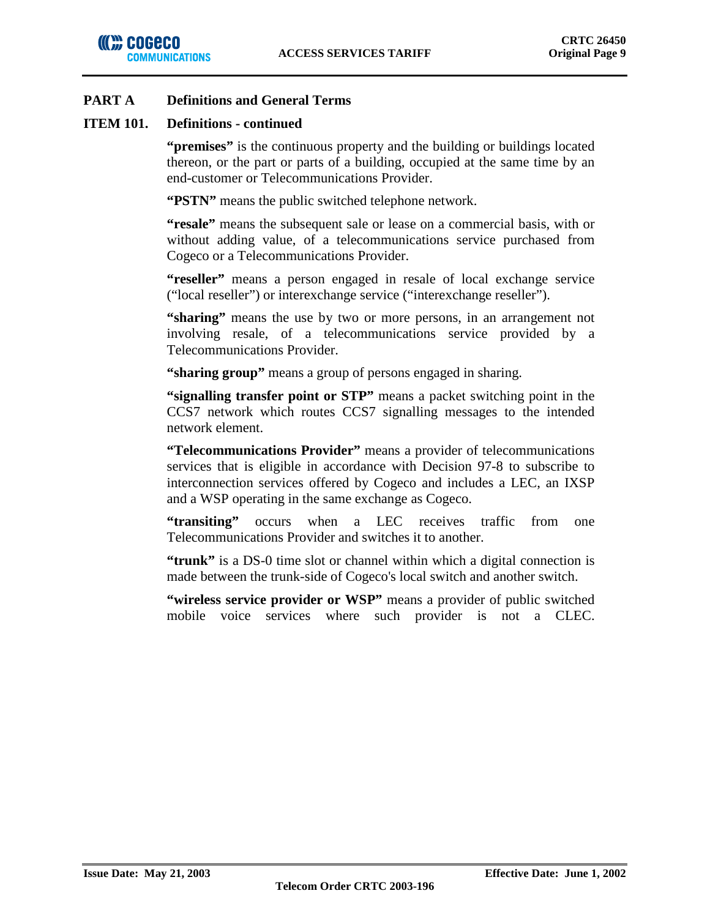## PART A Definitions and General Terms

### ITEM 101. Definitions - continued

**"premises"** is the continuous property and the building or buildings located thereon, or the part or parts of a building, occupied at the same time by an end-customer or Telecommunications Provider.

**"PSTN"** means the public switched telephone network.

**"resale"** means the subsequent sale or lease on a commercial basis, with or without adding value, of a telecommunications service purchased from Cogeco or a Telecommunications Provider.

**"reseller"** means a person engaged in resale of local exchange service ("local reseller") or interexchange service ("interexchange reseller").

**"sharing"** means the use by two or more persons, in an arrangement not involving resale, of a telecommunications service provided by a Telecommunications Provider.

**"sharing group"** means a group of persons engaged in sharing.

**"signalling transfer point or STP"** means a packet switching point in the CCS7 network which routes CCS7 signalling messages to the intended network element.

**"Telecommunications Provider"** means a provider of telecommunications services that is eligible in accordance with Decision 97-8 to subscribe to interconnection services offered by Cogeco and includes a LEC, an IXSP and a WSP operating in the same exchange as Cogeco.

**"transiting"** occurs when a LEC receives traffic from one Telecommunications Provider and switches it to another.

**"trunk"** is a DS-0 time slot or channel within which a digital connection is made between the trunk-side of Cogeco's local switch and another switch.

**"wireless service provider or WSP"** means a provider of public switched mobile voice services where such provider is not a CLEC.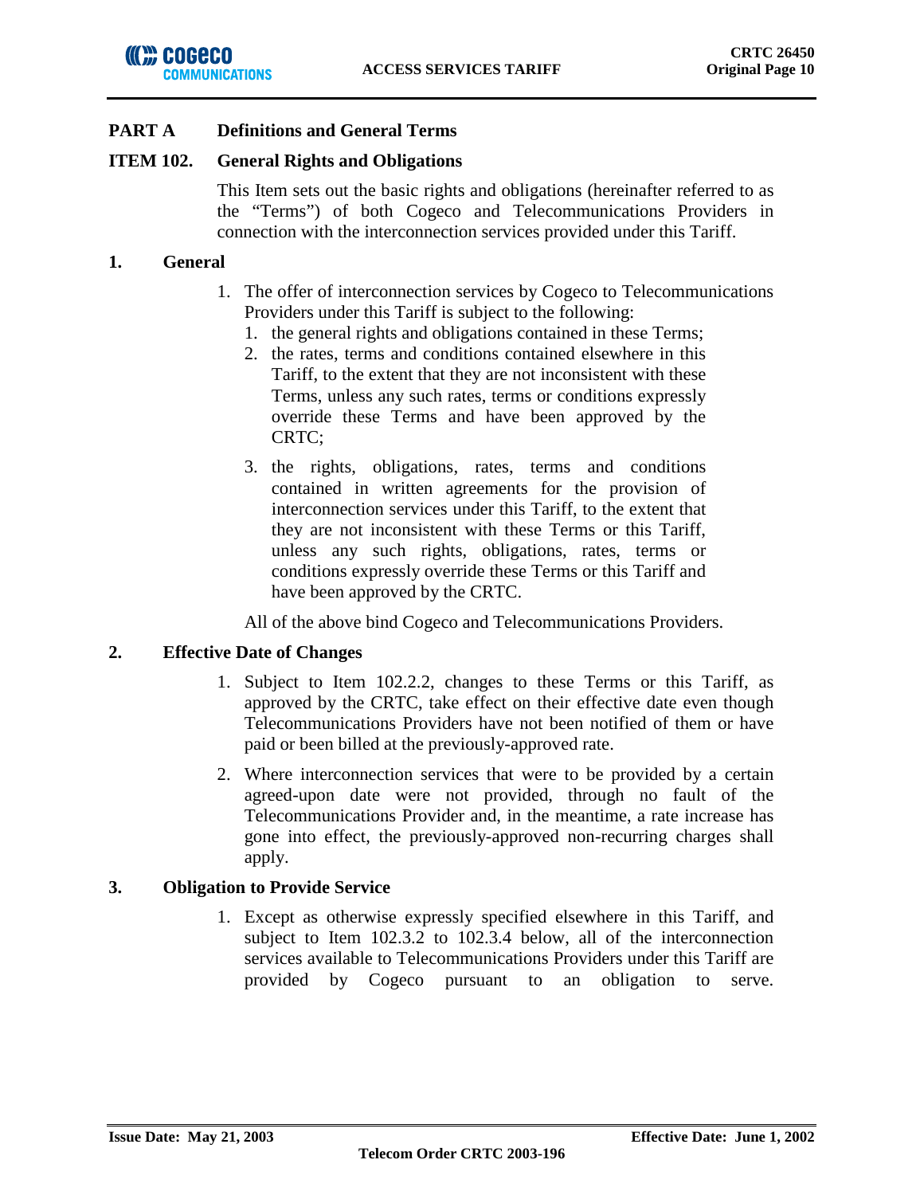## PART A Definitions and General Terms

### ITEM 102. General Rights and Obligations

This Item sets out the basic rights and obligations (hereinafter referred to as the "Terms") of both Cogeco and Telecommunications Providers in connection with the interconnection services provided under this Tariff.

#### 1. General

1. The offer of interconnection services by Cogeco to Telecommunications Providers under this Tariff is subject to the following:
   1. the general rights and obligations contained in these Terms;
   2. the rates, terms and conditions contained elsewhere in this Tariff, to the extent that they are not inconsistent with these Terms, unless any such rates, terms or conditions expressly override these Terms and have been approved by the CRTC;
   3. the rights, obligations, rates, terms and conditions contained in written agreements for the provision of interconnection services under this Tariff, to the extent that they are not inconsistent with these Terms or this Tariff, unless any such rights, obligations, rates, terms or conditions expressly override these Terms or this Tariff and have been approved by the CRTC.

   All of the above bind Cogeco and Telecommunications Providers.

#### 2. Effective Date of Changes

1. Subject to Item 102.2.2, changes to these Terms or this Tariff, as approved by the CRTC, take effect on their effective date even though Telecommunications Providers have not been notified of them or have paid or been billed at the previously-approved rate.
2. Where interconnection services that were to be provided by a certain agreed-upon date were not provided, through no fault of the Telecommunications Provider and, in the meantime, a rate increase has gone into effect, the previously-approved non-recurring charges shall apply.

#### 3. Obligation to Provide Service

1. Except as otherwise expressly specified elsewhere in this Tariff, and subject to Item 102.3.2 to 102.3.4 below, all of the interconnection services available to Telecommunications Providers under this Tariff are provided by Cogeco pursuant to an obligation to serve.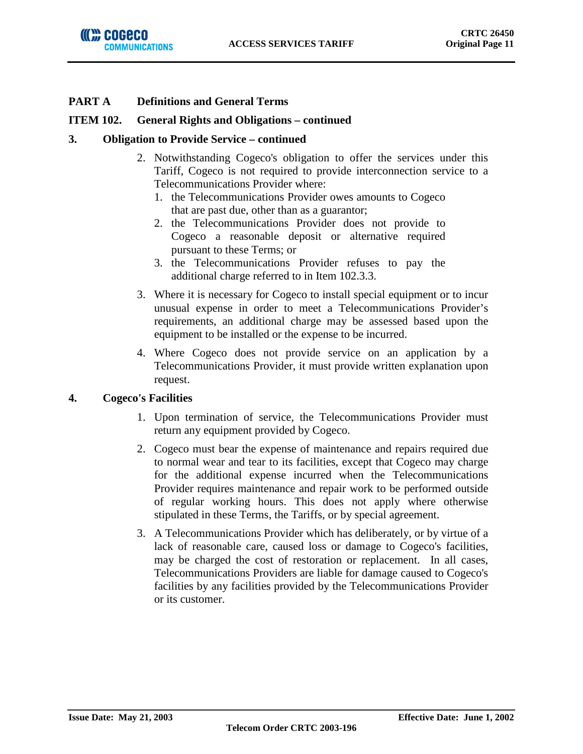## PART A Definitions and General Terms

## ITEM 102. General Rights and Obligations – continued

### 3. Obligation to Provide Service – continued

2. Notwithstanding Cogeco's obligation to offer the services under this Tariff, Cogeco is not required to provide interconnection service to a Telecommunications Provider where:
   1. the Telecommunications Provider owes amounts to Cogeco that are past due, other than as a guarantor;
   2. the Telecommunications Provider does not provide to Cogeco a reasonable deposit or alternative required pursuant to these Terms; or
   3. the Telecommunications Provider refuses to pay the additional charge referred to in Item 102.3.3.
3. Where it is necessary for Cogeco to install special equipment or to incur unusual expense in order to meet a Telecommunications Provider's requirements, an additional charge may be assessed based upon the equipment to be installed or the expense to be incurred.
4. Where Cogeco does not provide service on an application by a Telecommunications Provider, it must provide written explanation upon request.

### 4. Cogeco's Facilities

1. Upon termination of service, the Telecommunications Provider must return any equipment provided by Cogeco.
2. Cogeco must bear the expense of maintenance and repairs required due to normal wear and tear to its facilities, except that Cogeco may charge for the additional expense incurred when the Telecommunications Provider requires maintenance and repair work to be performed outside of regular working hours. This does not apply where otherwise stipulated in these Terms, the Tariffs, or by special agreement.
3. A Telecommunications Provider which has deliberately, or by virtue of a lack of reasonable care, caused loss or damage to Cogeco's facilities, may be charged the cost of restoration or replacement. In all cases, Telecommunications Providers are liable for damage caused to Cogeco's facilities by any facilities provided by the Telecommunications Provider or its customer.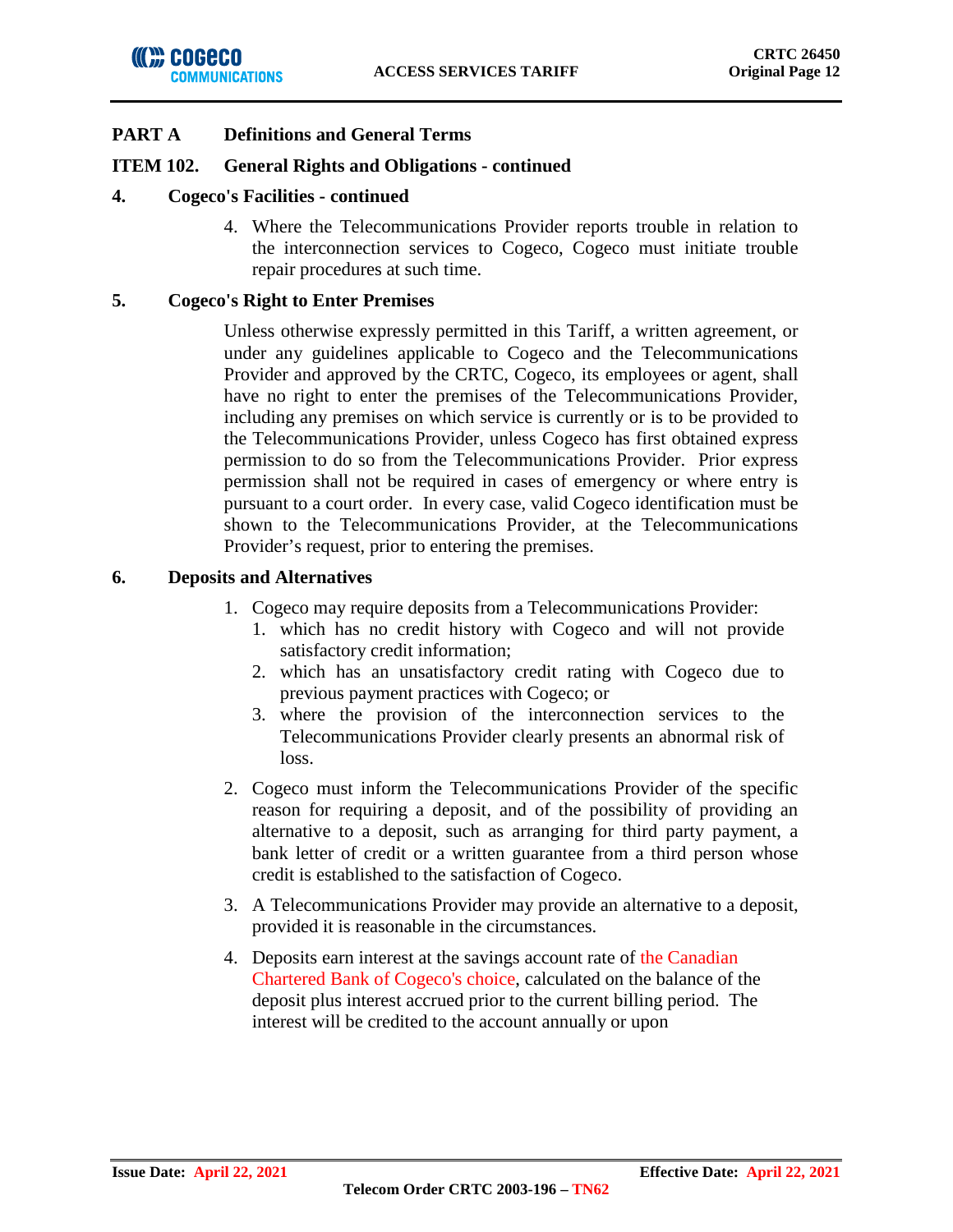## PART A Definitions and General Terms

### ITEM 102. General Rights and Obligations - continued

#### 4. Cogeco's Facilities - continued

4. Where the Telecommunications Provider reports trouble in relation to the interconnection services to Cogeco, Cogeco must initiate trouble repair procedures at such time.

#### 5. Cogeco's Right to Enter Premises

Unless otherwise expressly permitted in this Tariff, a written agreement, or under any guidelines applicable to Cogeco and the Telecommunications Provider and approved by the CRTC, Cogeco, its employees or agent, shall have no right to enter the premises of the Telecommunications Provider, including any premises on which service is currently or is to be provided to the Telecommunications Provider, unless Cogeco has first obtained express permission to do so from the Telecommunications Provider. Prior express permission shall not be required in cases of emergency or where entry is pursuant to a court order. In every case, valid Cogeco identification must be shown to the Telecommunications Provider, at the Telecommunications Provider's request, prior to entering the premises.

#### 6. Deposits and Alternatives

1. Cogeco may require deposits from a Telecommunications Provider:
   1. which has no credit history with Cogeco and will not provide satisfactory credit information;
   2. which has an unsatisfactory credit rating with Cogeco due to previous payment practices with Cogeco; or
   3. where the provision of the interconnection services to the Telecommunications Provider clearly presents an abnormal risk of loss.
2. Cogeco must inform the Telecommunications Provider of the specific reason for requiring a deposit, and of the possibility of providing an alternative to a deposit, such as arranging for third party payment, a bank letter of credit or a written guarantee from a third person whose credit is established to the satisfaction of Cogeco.
3. A Telecommunications Provider may provide an alternative to a deposit, provided it is reasonable in the circumstances.
4. Deposits earn interest at the savings account rate of the Canadian Chartered Bank of Cogeco's choice, calculated on the balance of the deposit plus interest accrued prior to the current billing period. The interest will be credited to the account annually or upon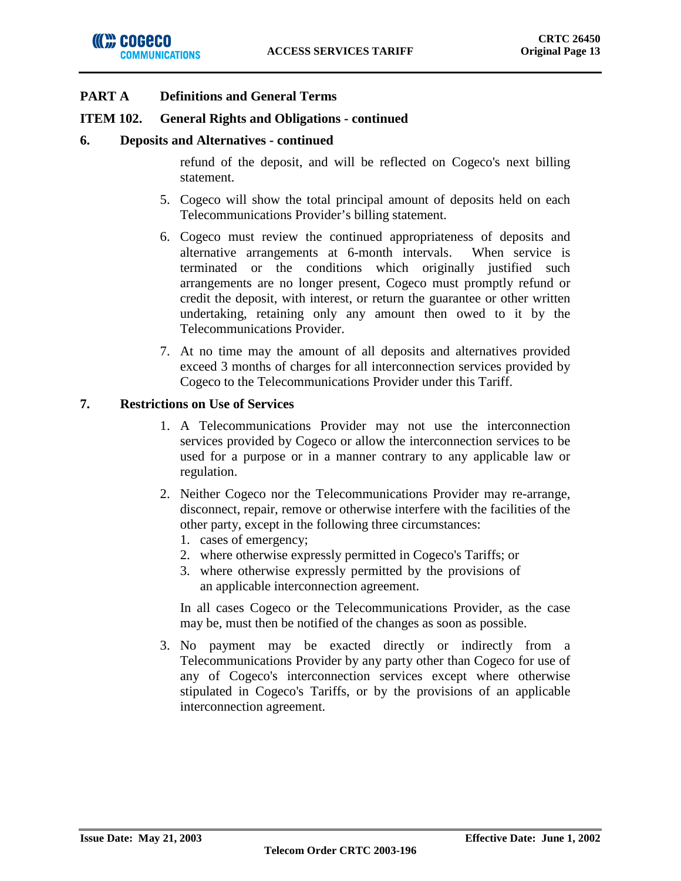## PART A Definitions and General Terms

### ITEM 102. General Rights and Obligations - continued

### 6. Deposits and Alternatives - continued

refund of the deposit, and will be reflected on Cogeco's next billing statement.

5. Cogeco will show the total principal amount of deposits held on each Telecommunications Provider's billing statement.
6. Cogeco must review the continued appropriateness of deposits and alternative arrangements at 6-month intervals. When service is terminated or the conditions which originally justified such arrangements are no longer present, Cogeco must promptly refund or credit the deposit, with interest, or return the guarantee or other written undertaking, retaining only any amount then owed to it by the Telecommunications Provider.
7. At no time may the amount of all deposits and alternatives provided exceed 3 months of charges for all interconnection services provided by Cogeco to the Telecommunications Provider under this Tariff.

### 7. Restrictions on Use of Services

1. A Telecommunications Provider may not use the interconnection services provided by Cogeco or allow the interconnection services to be used for a purpose or in a manner contrary to any applicable law or regulation.
2. Neither Cogeco nor the Telecommunications Provider may re-arrange, disconnect, repair, remove or otherwise interfere with the facilities of the other party, except in the following three circumstances:
   1. cases of emergency;
   2. where otherwise expressly permitted in Cogeco's Tariffs; or
   3. where otherwise expressly permitted by the provisions of an applicable interconnection agreement.

   In all cases Cogeco or the Telecommunications Provider, as the case may be, must then be notified of the changes as soon as possible.
3. No payment may be exacted directly or indirectly from a Telecommunications Provider by any party other than Cogeco for use of any of Cogeco's interconnection services except where otherwise stipulated in Cogeco's Tariffs, or by the provisions of an applicable interconnection agreement.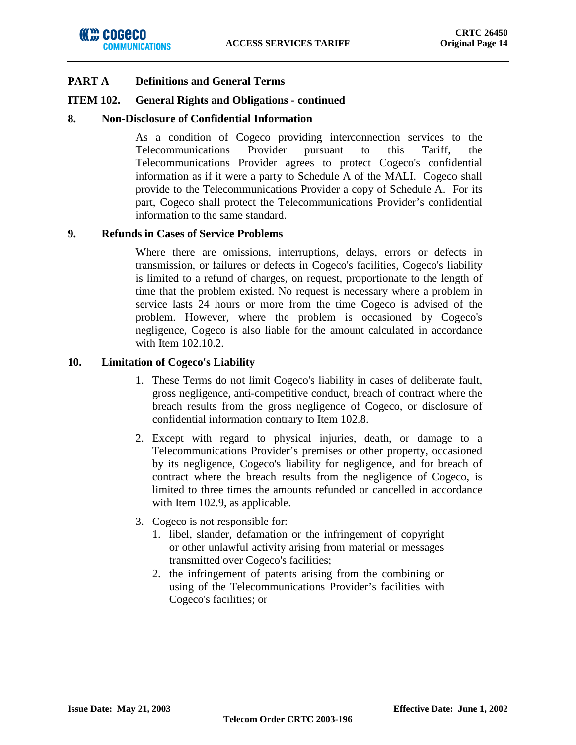## PART A Definitions and General Terms

### ITEM 102. General Rights and Obligations - continued

#### 8. Non-Disclosure of Confidential Information

As a condition of Cogeco providing interconnection services to the Telecommunications Provider pursuant to this Tariff, the Telecommunications Provider agrees to protect Cogeco's confidential information as if it were a party to Schedule A of the MALI. Cogeco shall provide to the Telecommunications Provider a copy of Schedule A. For its part, Cogeco shall protect the Telecommunications Provider's confidential information to the same standard.

#### 9. Refunds in Cases of Service Problems

Where there are omissions, interruptions, delays, errors or defects in transmission, or failures or defects in Cogeco's facilities, Cogeco's liability is limited to a refund of charges, on request, proportionate to the length of time that the problem existed. No request is necessary where a problem in service lasts 24 hours or more from the time Cogeco is advised of the problem. However, where the problem is occasioned by Cogeco's negligence, Cogeco is also liable for the amount calculated in accordance with Item 102.10.2.

#### 10. Limitation of Cogeco's Liability

1. These Terms do not limit Cogeco's liability in cases of deliberate fault, gross negligence, anti-competitive conduct, breach of contract where the breach results from the gross negligence of Cogeco, or disclosure of confidential information contrary to Item 102.8.
2. Except with regard to physical injuries, death, or damage to a Telecommunications Provider's premises or other property, occasioned by its negligence, Cogeco's liability for negligence, and for breach of contract where the breach results from the negligence of Cogeco, is limited to three times the amounts refunded or cancelled in accordance with Item 102.9, as applicable.
3. Cogeco is not responsible for:
    1. libel, slander, defamation or the infringement of copyright or other unlawful activity arising from material or messages transmitted over Cogeco's facilities;
    2. the infringement of patents arising from the combining or using of the Telecommunications Provider's facilities with Cogeco's facilities; or

Issue Date: May 21, 2003 Effective Date: June 1, 2002

Telecom Order CRTC 2003-196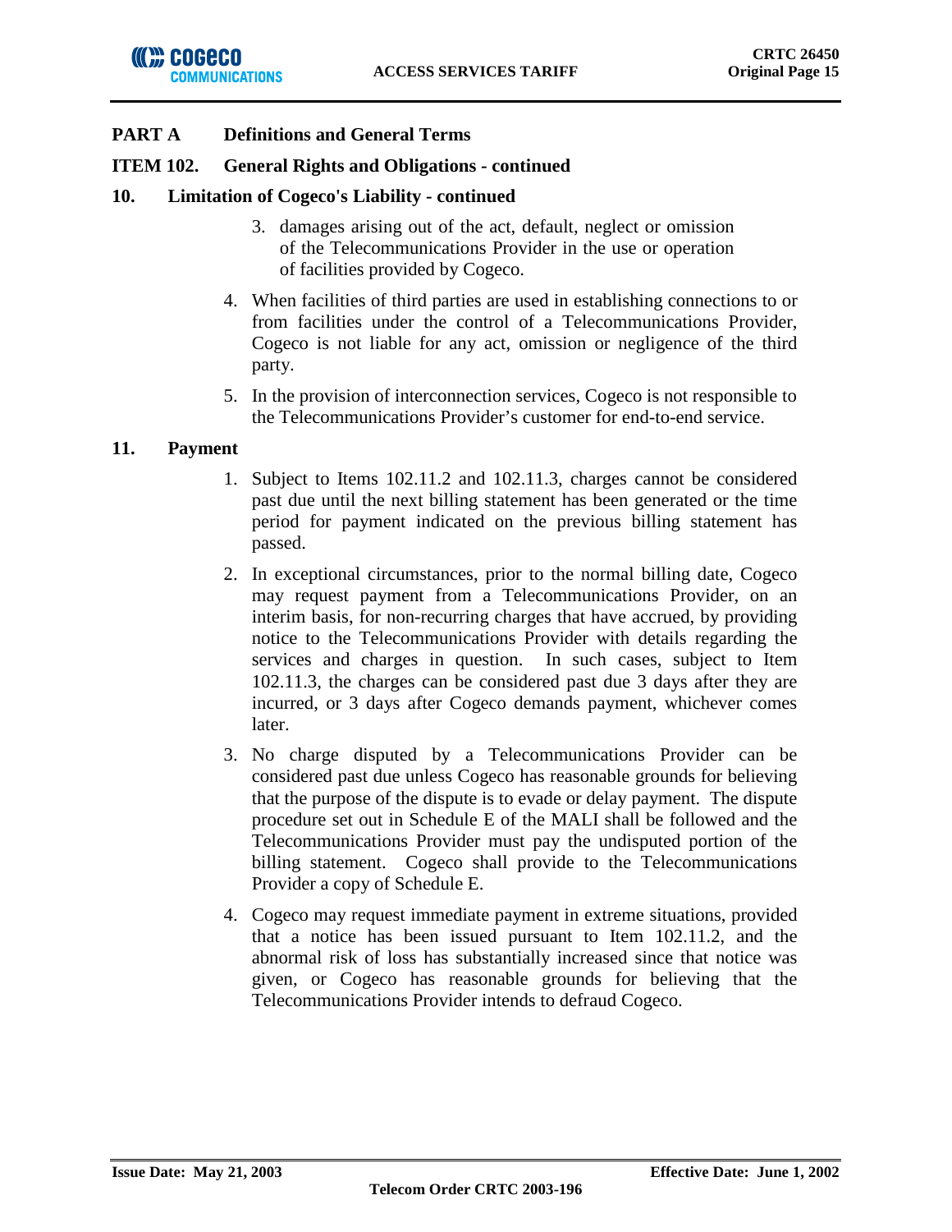## PART A Definitions and General Terms

### ITEM 102. General Rights and Obligations - continued

#### 10. Limitation of Cogeco's Liability - continued

3. damages arising out of the act, default, neglect or omission of the Telecommunications Provider in the use or operation of facilities provided by Cogeco.

4. When facilities of third parties are used in establishing connections to or from facilities under the control of a Telecommunications Provider, Cogeco is not liable for any act, omission or negligence of the third party.

5. In the provision of interconnection services, Cogeco is not responsible to the Telecommunications Provider's customer for end-to-end service.

#### 11. Payment

1. Subject to Items 102.11.2 and 102.11.3, charges cannot be considered past due until the next billing statement has been generated or the time period for payment indicated on the previous billing statement has passed.

2. In exceptional circumstances, prior to the normal billing date, Cogeco may request payment from a Telecommunications Provider, on an interim basis, for non-recurring charges that have accrued, by providing notice to the Telecommunications Provider with details regarding the services and charges in question. In such cases, subject to Item 102.11.3, the charges can be considered past due 3 days after they are incurred, or 3 days after Cogeco demands payment, whichever comes later.

3. No charge disputed by a Telecommunications Provider can be considered past due unless Cogeco has reasonable grounds for believing that the purpose of the dispute is to evade or delay payment. The dispute procedure set out in Schedule E of the MALI shall be followed and the Telecommunications Provider must pay the undisputed portion of the billing statement. Cogeco shall provide to the Telecommunications Provider a copy of Schedule E.

4. Cogeco may request immediate payment in extreme situations, provided that a notice has been issued pursuant to Item 102.11.2, and the abnormal risk of loss has substantially increased since that notice was given, or Cogeco has reasonable grounds for believing that the Telecommunications Provider intends to defraud Cogeco.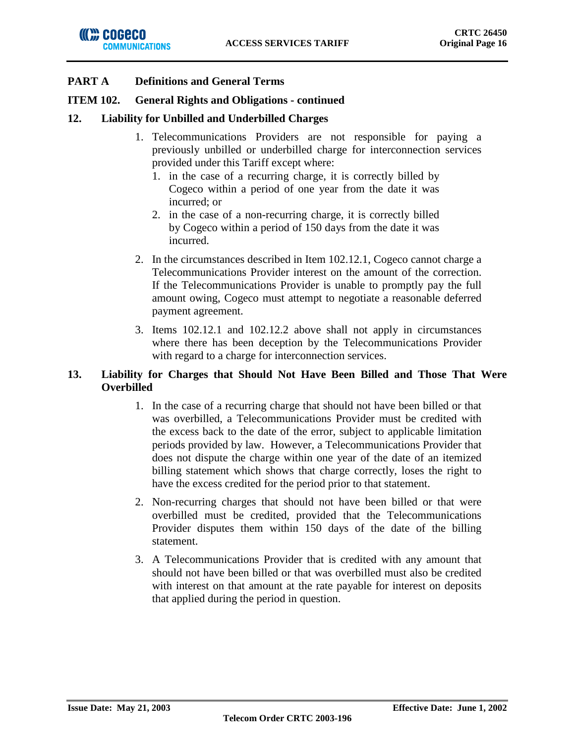## PART A Definitions and General Terms

### ITEM 102. General Rights and Obligations - continued

#### 12. Liability for Unbilled and Underbilled Charges

1. Telecommunications Providers are not responsible for paying a previously unbilled or underbilled charge for interconnection services provided under this Tariff except where:
   1. in the case of a recurring charge, it is correctly billed by Cogeco within a period of one year from the date it was incurred; or
   2. in the case of a non-recurring charge, it is correctly billed by Cogeco within a period of 150 days from the date it was incurred.
2. In the circumstances described in Item 102.12.1, Cogeco cannot charge a Telecommunications Provider interest on the amount of the correction. If the Telecommunications Provider is unable to promptly pay the full amount owing, Cogeco must attempt to negotiate a reasonable deferred payment agreement.
3. Items 102.12.1 and 102.12.2 above shall not apply in circumstances where there has been deception by the Telecommunications Provider with regard to a charge for interconnection services.

#### 13. Liability for Charges that Should Not Have Been Billed and Those That Were Overbilled

1. In the case of a recurring charge that should not have been billed or that was overbilled, a Telecommunications Provider must be credited with the excess back to the date of the error, subject to applicable limitation periods provided by law. However, a Telecommunications Provider that does not dispute the charge within one year of the date of an itemized billing statement which shows that charge correctly, loses the right to have the excess credited for the period prior to that statement.
2. Non-recurring charges that should not have been billed or that were overbilled must be credited, provided that the Telecommunications Provider disputes them within 150 days of the date of the billing statement.
3. A Telecommunications Provider that is credited with any amount that should not have been billed or that was overbilled must also be credited with interest on that amount at the rate payable for interest on deposits that applied during the period in question.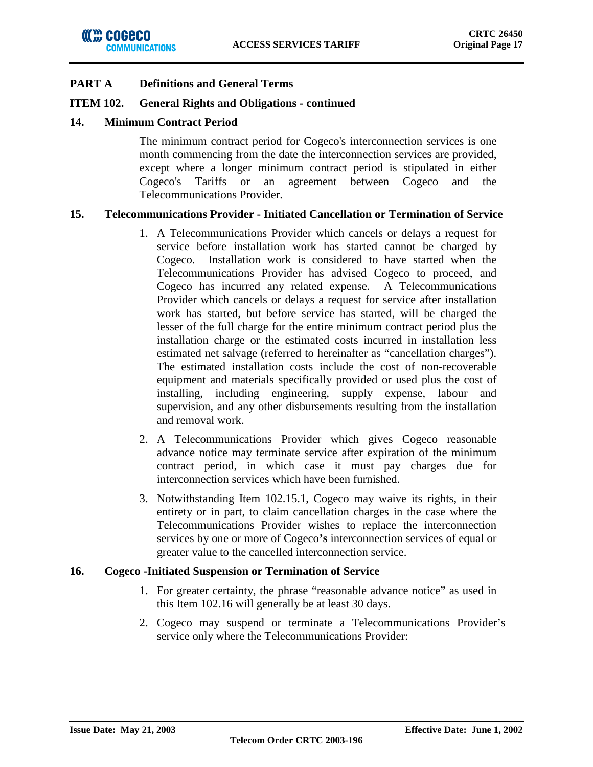## PART A Definitions and General Terms

### ITEM 102. General Rights and Obligations - continued

### 14. Minimum Contract Period

The minimum contract period for Cogeco's interconnection services is one month commencing from the date the interconnection services are provided, except where a longer minimum contract period is stipulated in either Cogeco's Tariffs or an agreement between Cogeco and the Telecommunications Provider.

### 15. Telecommunications Provider - Initiated Cancellation or Termination of Service

1. A Telecommunications Provider which cancels or delays a request for service before installation work has started cannot be charged by Cogeco. Installation work is considered to have started when the Telecommunications Provider has advised Cogeco to proceed, and Cogeco has incurred any related expense. A Telecommunications Provider which cancels or delays a request for service after installation work has started, but before service has started, will be charged the lesser of the full charge for the entire minimum contract period plus the installation charge or the estimated costs incurred in installation less estimated net salvage (referred to hereinafter as "cancellation charges"). The estimated installation costs include the cost of non-recoverable equipment and materials specifically provided or used plus the cost of installing, including engineering, supply expense, labour and supervision, and any other disbursements resulting from the installation and removal work.
2. A Telecommunications Provider which gives Cogeco reasonable advance notice may terminate service after expiration of the minimum contract period, in which case it must pay charges due for interconnection services which have been furnished.
3. Notwithstanding Item 102.15.1, Cogeco may waive its rights, in their entirety or in part, to claim cancellation charges in the case where the Telecommunications Provider wishes to replace the interconnection services by one or more of Cogeco**'s** interconnection services of equal or greater value to the cancelled interconnection service.

### 16. Cogeco -Initiated Suspension or Termination of Service

1. For greater certainty, the phrase "reasonable advance notice" as used in this Item 102.16 will generally be at least 30 days.
2. Cogeco may suspend or terminate a Telecommunications Provider's service only where the Telecommunications Provider: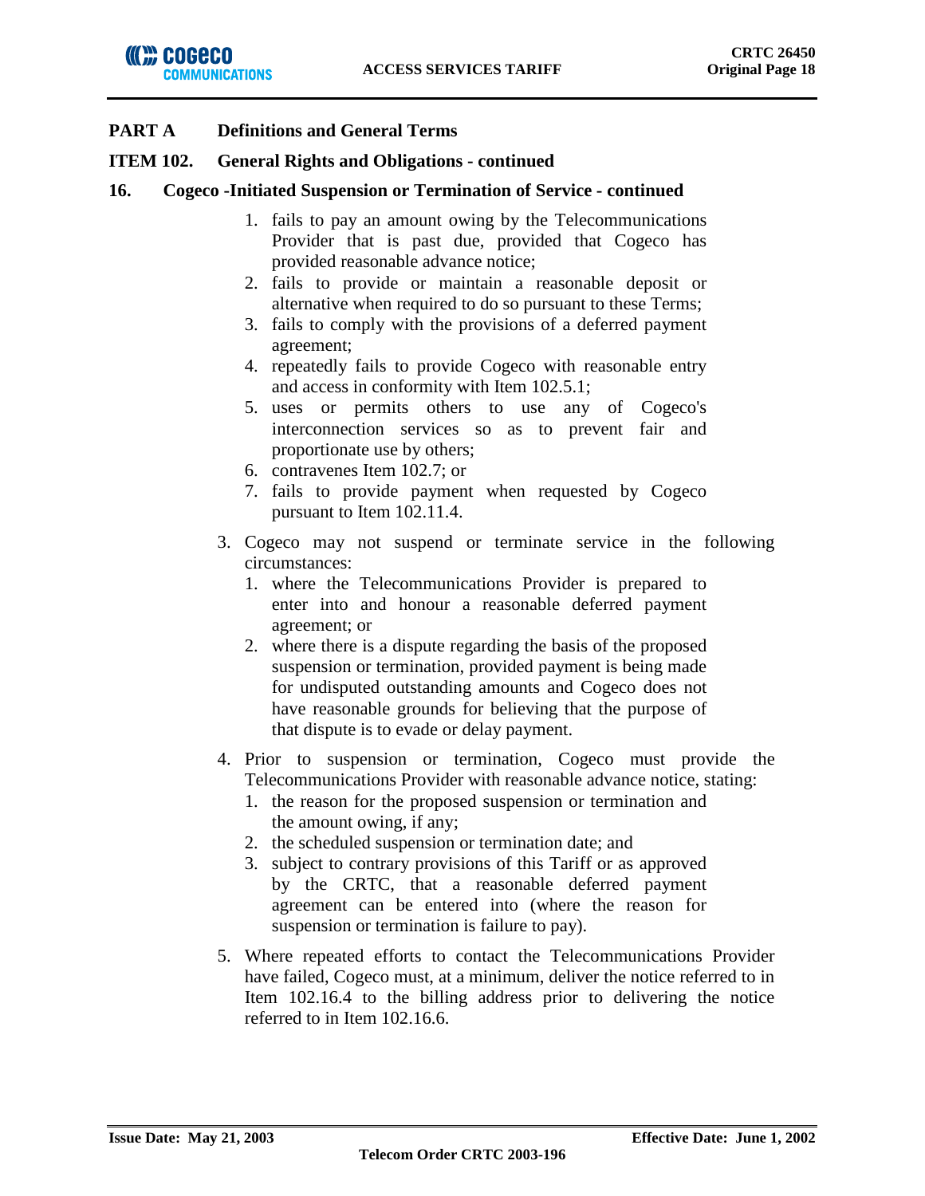**PART A Definitions and General Terms**

**ITEM 102. General Rights and Obligations - continued**

**16. Cogeco -Initiated Suspension or Termination of Service - continued**

1. fails to pay an amount owing by the Telecommunications Provider that is past due, provided that Cogeco has provided reasonable advance notice;
2. fails to provide or maintain a reasonable deposit or alternative when required to do so pursuant to these Terms;
3. fails to comply with the provisions of a deferred payment agreement;
4. repeatedly fails to provide Cogeco with reasonable entry and access in conformity with Item 102.5.1;
5. uses or permits others to use any of Cogeco's interconnection services so as to prevent fair and proportionate use by others;
6. contravenes Item 102.7; or
7. fails to provide payment when requested by Cogeco pursuant to Item 102.11.4.

3. Cogeco may not suspend or terminate service in the following circumstances:
   1. where the Telecommunications Provider is prepared to enter into and honour a reasonable deferred payment agreement; or
   2. where there is a dispute regarding the basis of the proposed suspension or termination, provided payment is being made for undisputed outstanding amounts and Cogeco does not have reasonable grounds for believing that the purpose of that dispute is to evade or delay payment.
4. Prior to suspension or termination, Cogeco must provide the Telecommunications Provider with reasonable advance notice, stating:
   1. the reason for the proposed suspension or termination and the amount owing, if any;
   2. the scheduled suspension or termination date; and
   3. subject to contrary provisions of this Tariff or as approved by the CRTC, that a reasonable deferred payment agreement can be entered into (where the reason for suspension or termination is failure to pay).
5. Where repeated efforts to contact the Telecommunications Provider have failed, Cogeco must, at a minimum, deliver the notice referred to in Item 102.16.4 to the billing address prior to delivering the notice referred to in Item 102.16.6.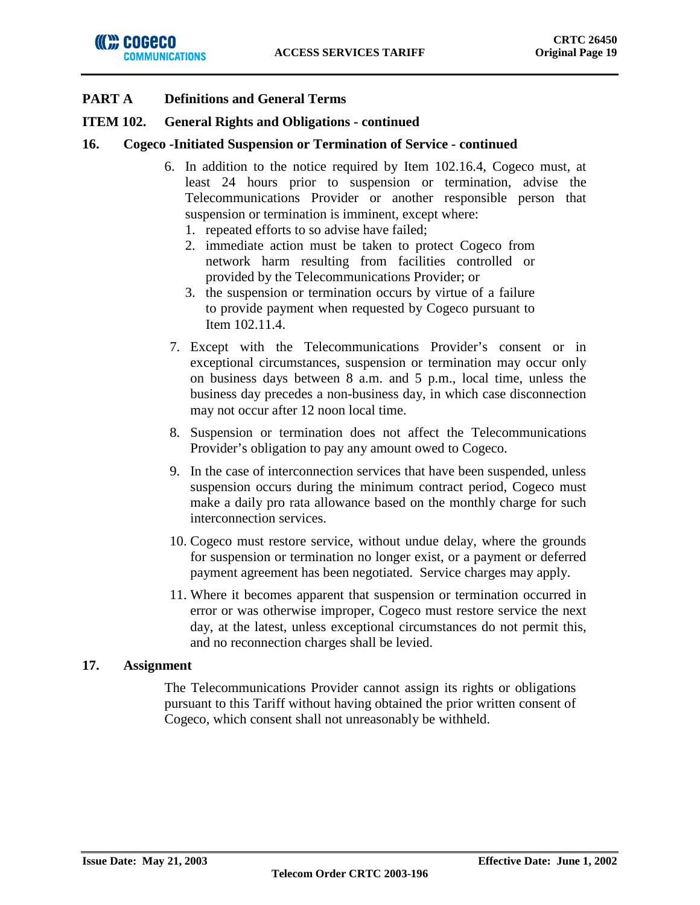## PART A Definitions and General Terms

### ITEM 102. General Rights and Obligations - continued

### 16. Cogeco -Initiated Suspension or Termination of Service - continued

6. In addition to the notice required by Item 102.16.4, Cogeco must, at least 24 hours prior to suspension or termination, advise the Telecommunications Provider or another responsible person that suspension or termination is imminent, except where:
   1. repeated efforts to so advise have failed;
   2. immediate action must be taken to protect Cogeco from network harm resulting from facilities controlled or provided by the Telecommunications Provider; or
   3. the suspension or termination occurs by virtue of a failure to provide payment when requested by Cogeco pursuant to Item 102.11.4.

7. Except with the Telecommunications Provider's consent or in exceptional circumstances, suspension or termination may occur only on business days between 8 a.m. and 5 p.m., local time, unless the business day precedes a non-business day, in which case disconnection may not occur after 12 noon local time.

8. Suspension or termination does not affect the Telecommunications Provider's obligation to pay any amount owed to Cogeco.

9. In the case of interconnection services that have been suspended, unless suspension occurs during the minimum contract period, Cogeco must make a daily pro rata allowance based on the monthly charge for such interconnection services.

10. Cogeco must restore service, without undue delay, where the grounds for suspension or termination no longer exist, or a payment or deferred payment agreement has been negotiated. Service charges may apply.

11. Where it becomes apparent that suspension or termination occurred in error or was otherwise improper, Cogeco must restore service the next day, at the latest, unless exceptional circumstances do not permit this, and no reconnection charges shall be levied.

### 17. Assignment

The Telecommunications Provider cannot assign its rights or obligations pursuant to this Tariff without having obtained the prior written consent of Cogeco, which consent shall not unreasonably be withheld.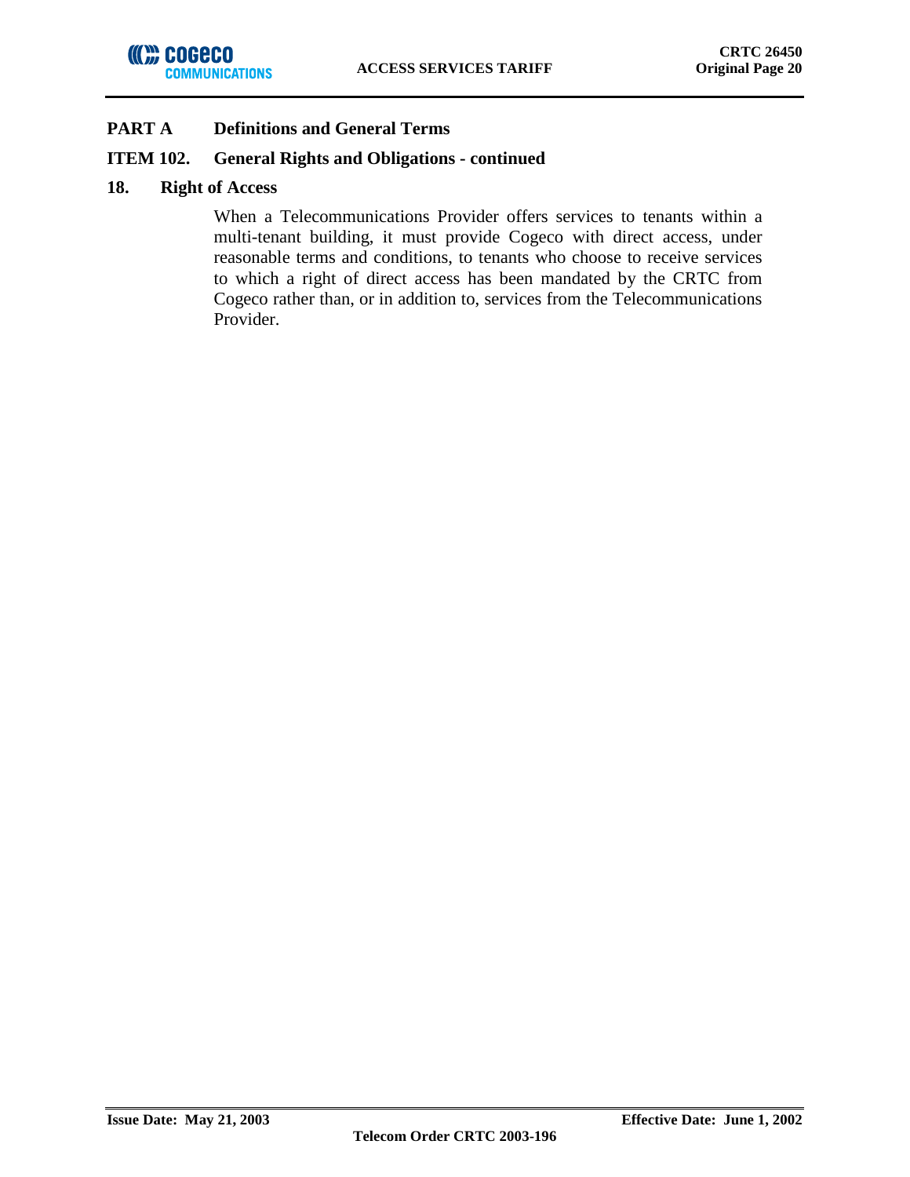## PART A Definitions and General Terms

### ITEM 102. General Rights and Obligations - continued

**18. Right of Access**

When a Telecommunications Provider offers services to tenants within a multi-tenant building, it must provide Cogeco with direct access, under reasonable terms and conditions, to tenants who choose to receive services to which a right of direct access has been mandated by the CRTC from Cogeco rather than, or in addition to, services from the Telecommunications Provider.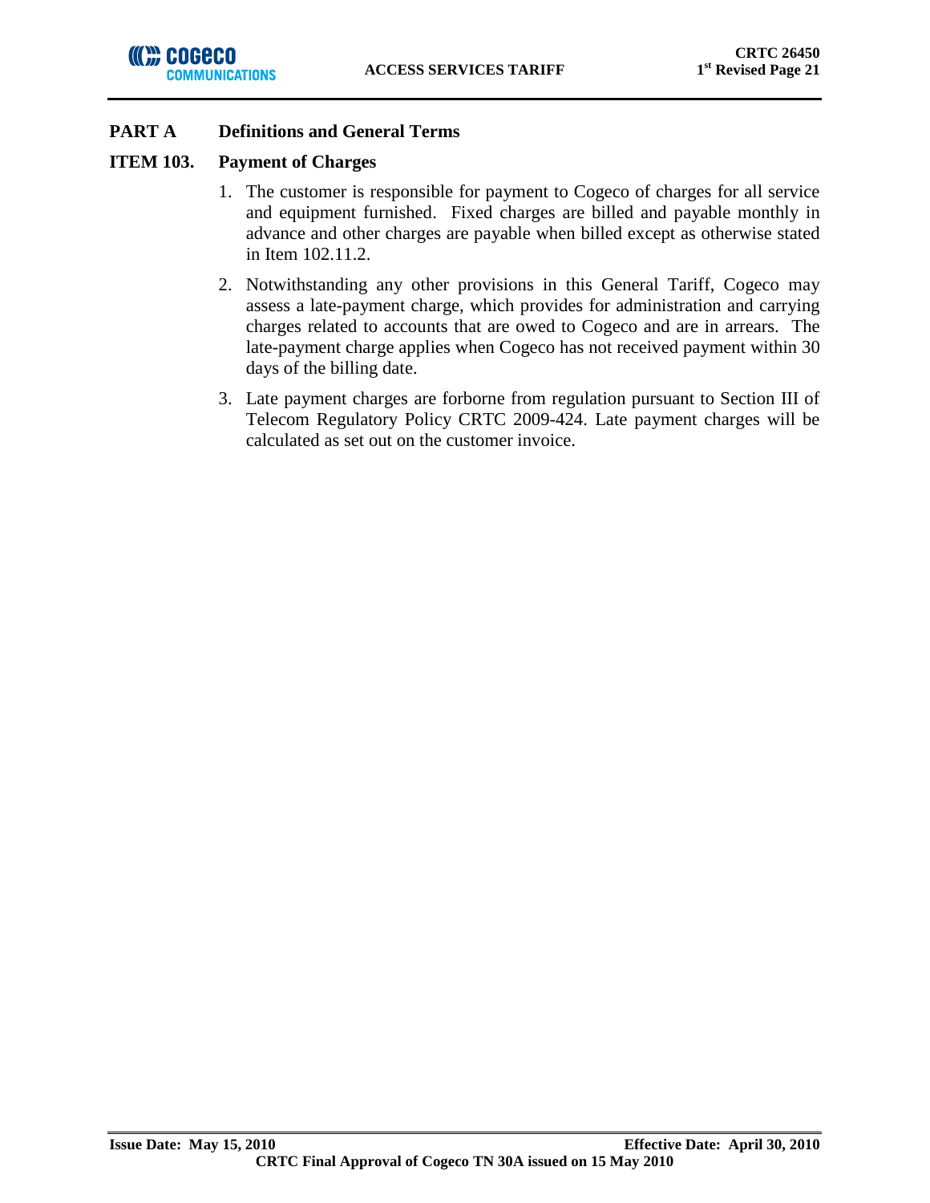## PART A Definitions and General Terms

### ITEM 103. Payment of Charges

1. The customer is responsible for payment to Cogeco of charges for all service and equipment furnished. Fixed charges are billed and payable monthly in advance and other charges are payable when billed except as otherwise stated in Item 102.11.2.
2. Notwithstanding any other provisions in this General Tariff, Cogeco may assess a late-payment charge, which provides for administration and carrying charges related to accounts that are owed to Cogeco and are in arrears. The late-payment charge applies when Cogeco has not received payment within 30 days of the billing date.
3. Late payment charges are forborne from regulation pursuant to Section III of Telecom Regulatory Policy CRTC 2009-424. Late payment charges will be calculated as set out on the customer invoice.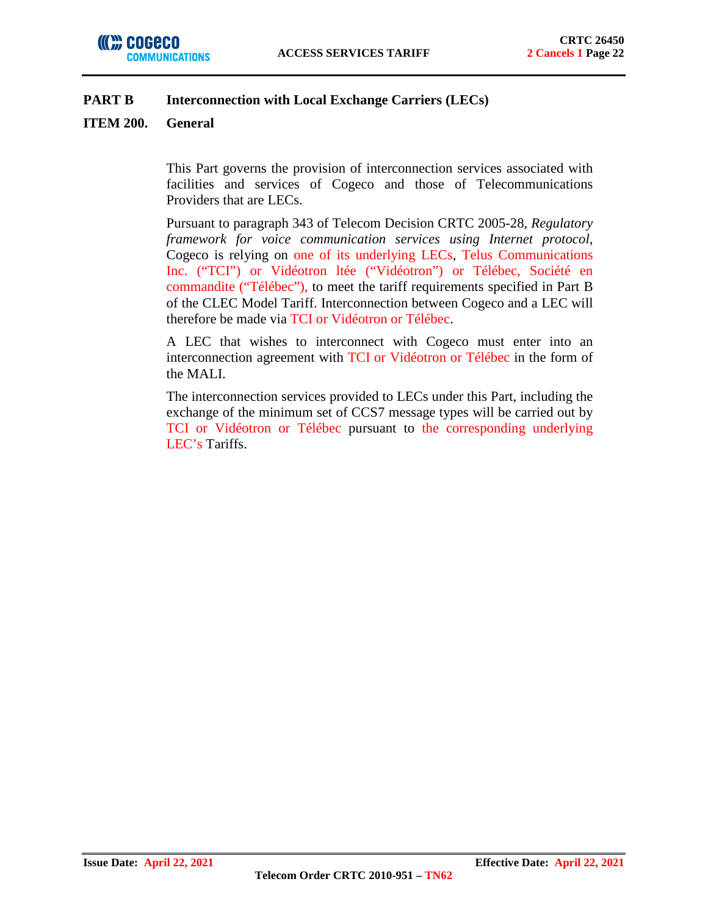## PART B Interconnection with Local Exchange Carriers (LECs)

### ITEM 200. General

This Part governs the provision of interconnection services associated with facilities and services of Cogeco and those of Telecommunications Providers that are LECs.

Pursuant to paragraph 343 of Telecom Decision CRTC 2005-28, *Regulatory framework for voice communication services using Internet protocol*, Cogeco is relying on one of its underlying LECs, Telus Communications Inc. ("TCI") or Vidéotron ltée ("Vidéotron") or Télébec, Société en commandite ("Télébec"), to meet the tariff requirements specified in Part B of the CLEC Model Tariff. Interconnection between Cogeco and a LEC will therefore be made via TCI or Vidéotron or Télébec.

A LEC that wishes to interconnect with Cogeco must enter into an interconnection agreement with TCI or Vidéotron or Télébec in the form of the MALI.

The interconnection services provided to LECs under this Part, including the exchange of the minimum set of CCS7 message types will be carried out by TCI or Vidéotron or Télébec pursuant to the corresponding underlying LEC's Tariffs.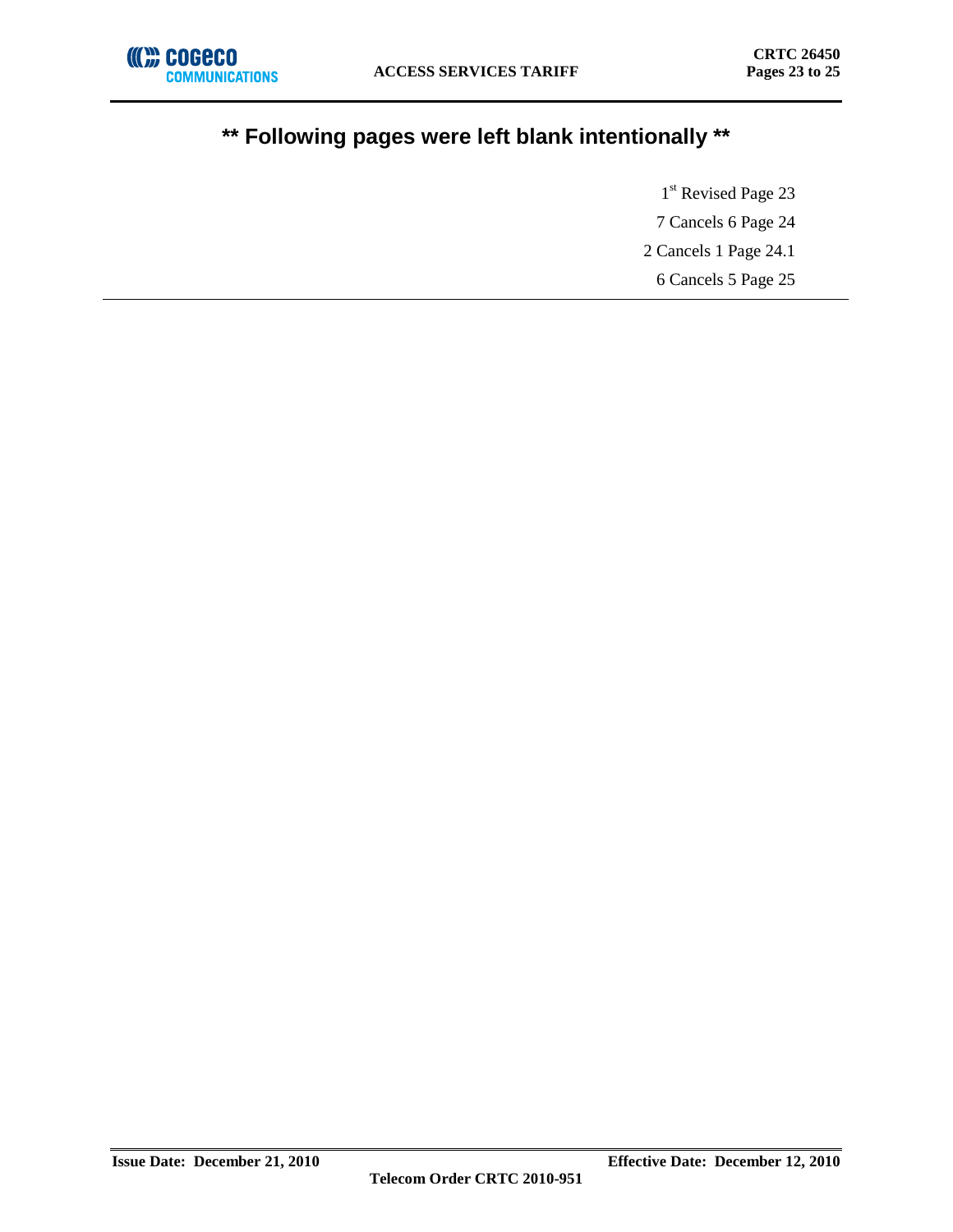## ** Following pages were left blank intentionally **

1st Revised Page 23

7 Cancels 6 Page 24

2 Cancels 1 Page 24.1

6 Cancels 5 Page 25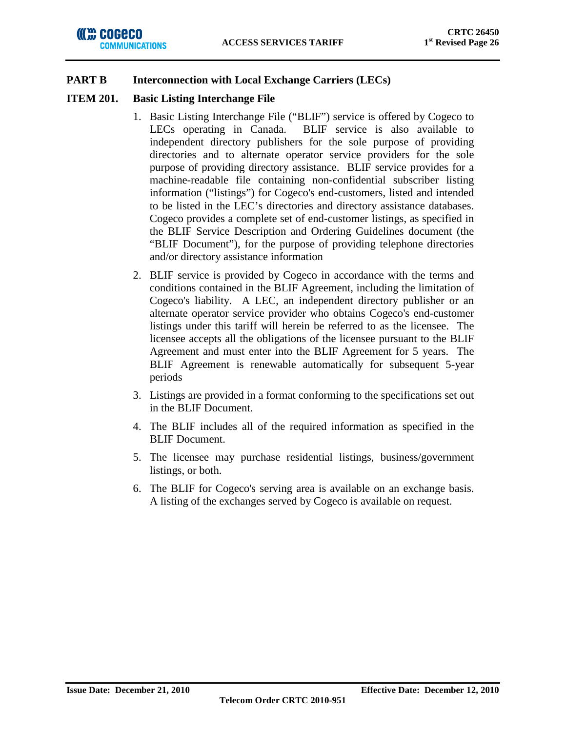## PART B Interconnection with Local Exchange Carriers (LECs)

### ITEM 201. Basic Listing Interchange File

1. Basic Listing Interchange File ("BLIF") service is offered by Cogeco to LECs operating in Canada. BLIF service is also available to independent directory publishers for the sole purpose of providing directories and to alternate operator service providers for the sole purpose of providing directory assistance. BLIF service provides for a machine-readable file containing non-confidential subscriber listing information ("listings") for Cogeco's end-customers, listed and intended to be listed in the LEC's directories and directory assistance databases. Cogeco provides a complete set of end-customer listings, as specified in the BLIF Service Description and Ordering Guidelines document (the "BLIF Document"), for the purpose of providing telephone directories and/or directory assistance information

2. BLIF service is provided by Cogeco in accordance with the terms and conditions contained in the BLIF Agreement, including the limitation of Cogeco's liability. A LEC, an independent directory publisher or an alternate operator service provider who obtains Cogeco's end-customer listings under this tariff will herein be referred to as the licensee. The licensee accepts all the obligations of the licensee pursuant to the BLIF Agreement and must enter into the BLIF Agreement for 5 years. The BLIF Agreement is renewable automatically for subsequent 5-year periods

3. Listings are provided in a format conforming to the specifications set out in the BLIF Document.

4. The BLIF includes all of the required information as specified in the BLIF Document.

5. The licensee may purchase residential listings, business/government listings, or both.

6. The BLIF for Cogeco's serving area is available on an exchange basis. A listing of the exchanges served by Cogeco is available on request.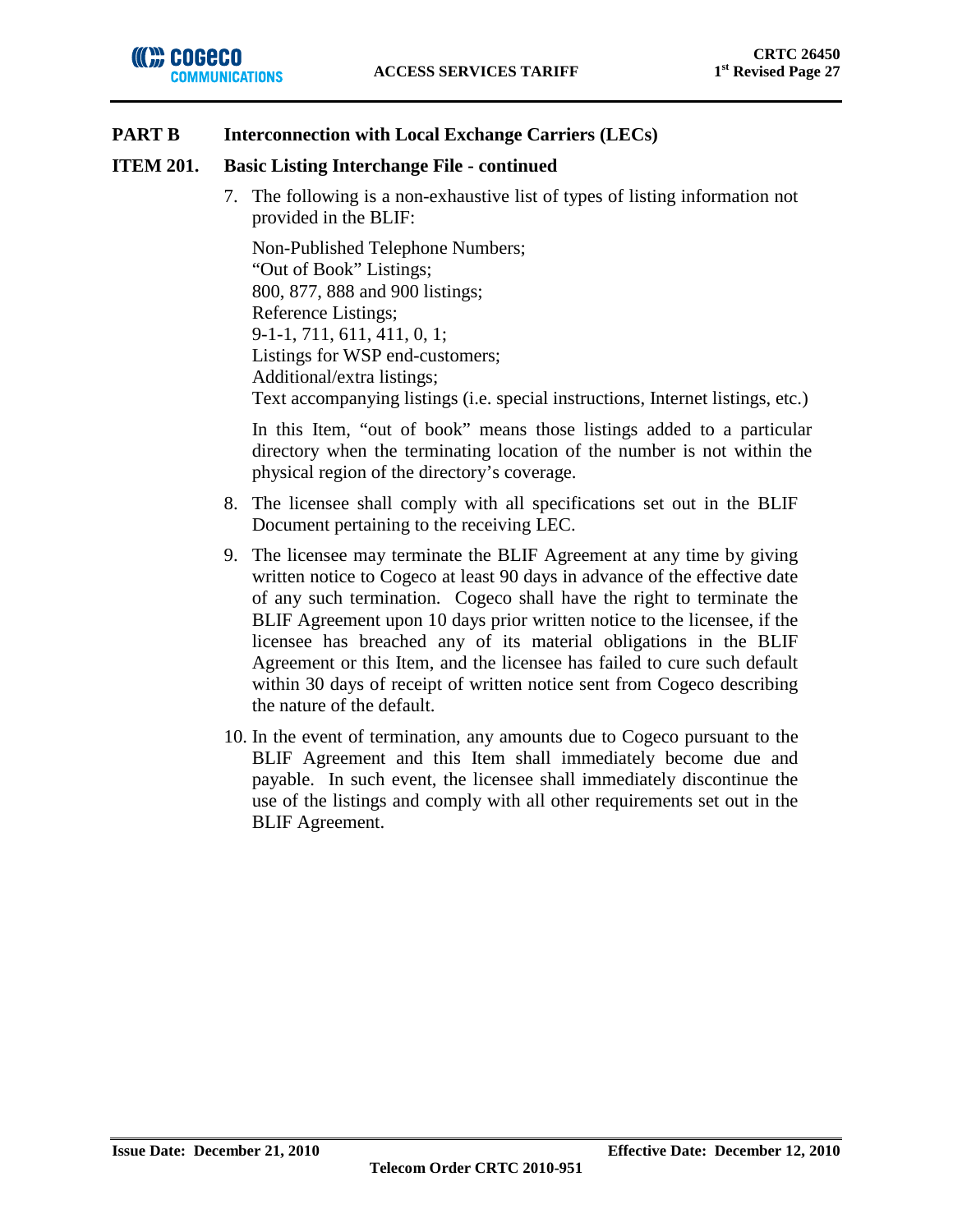## PART B Interconnection with Local Exchange Carriers (LECs)

### ITEM 201. Basic Listing Interchange File - continued

7. The following is a non-exhaustive list of types of listing information not provided in the BLIF:

   Non-Published Telephone Numbers;
   "Out of Book" Listings;
   800, 877, 888 and 900 listings;
   Reference Listings;
   9-1-1, 711, 611, 411, 0, 1;
   Listings for WSP end-customers;
   Additional/extra listings;
   Text accompanying listings (i.e. special instructions, Internet listings, etc.)

   In this Item, "out of book" means those listings added to a particular directory when the terminating location of the number is not within the physical region of the directory's coverage.

8. The licensee shall comply with all specifications set out in the BLIF Document pertaining to the receiving LEC.

9. The licensee may terminate the BLIF Agreement at any time by giving written notice to Cogeco at least 90 days in advance of the effective date of any such termination. Cogeco shall have the right to terminate the BLIF Agreement upon 10 days prior written notice to the licensee, if the licensee has breached any of its material obligations in the BLIF Agreement or this Item, and the licensee has failed to cure such default within 30 days of receipt of written notice sent from Cogeco describing the nature of the default.

10. In the event of termination, any amounts due to Cogeco pursuant to the BLIF Agreement and this Item shall immediately become due and payable. In such event, the licensee shall immediately discontinue the use of the listings and comply with all other requirements set out in the BLIF Agreement.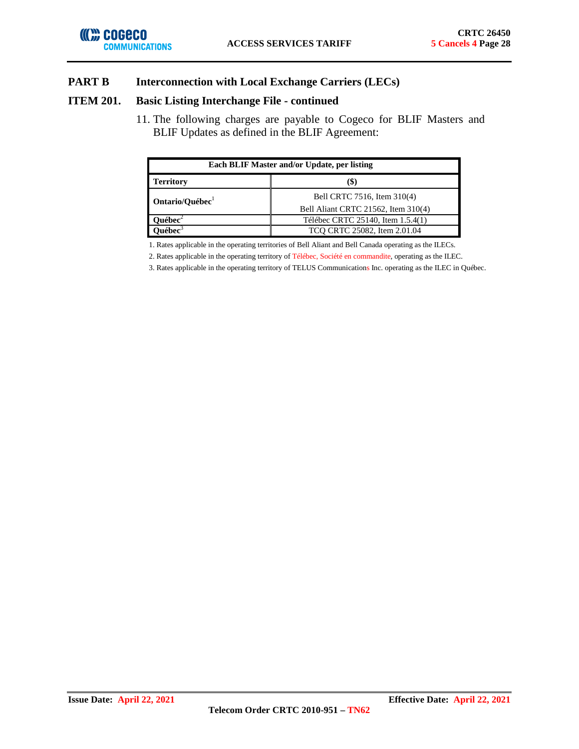## PART B Interconnection with Local Exchange Carriers (LECs)

## ITEM 201. Basic Listing Interchange File - continued

11. The following charges are payable to Cogeco for BLIF Masters and BLIF Updates as defined in the BLIF Agreement:

| Each BLIF Master and/or Update, per listing | |
|---|---|
| **Territory** | **($)** |
| **Ontario/Québec**[1] | Bell CRTC 7516, Item 310(4)<br>Bell Aliant CRTC 21562, Item 310(4) |
| **Québec**[2] | Télébec CRTC 25140, Item 1.5.4(1) |
| **Québec**[3] | TCQ CRTC 25082, Item 2.01.04 |

1. Rates applicable in the operating territories of Bell Aliant and Bell Canada operating as the ILECs.
2. Rates applicable in the operating territory of Télébec, Société en commandite, operating as the ILEC.
3. Rates applicable in the operating territory of TELUS Communications Inc. operating as the ILEC in Québec.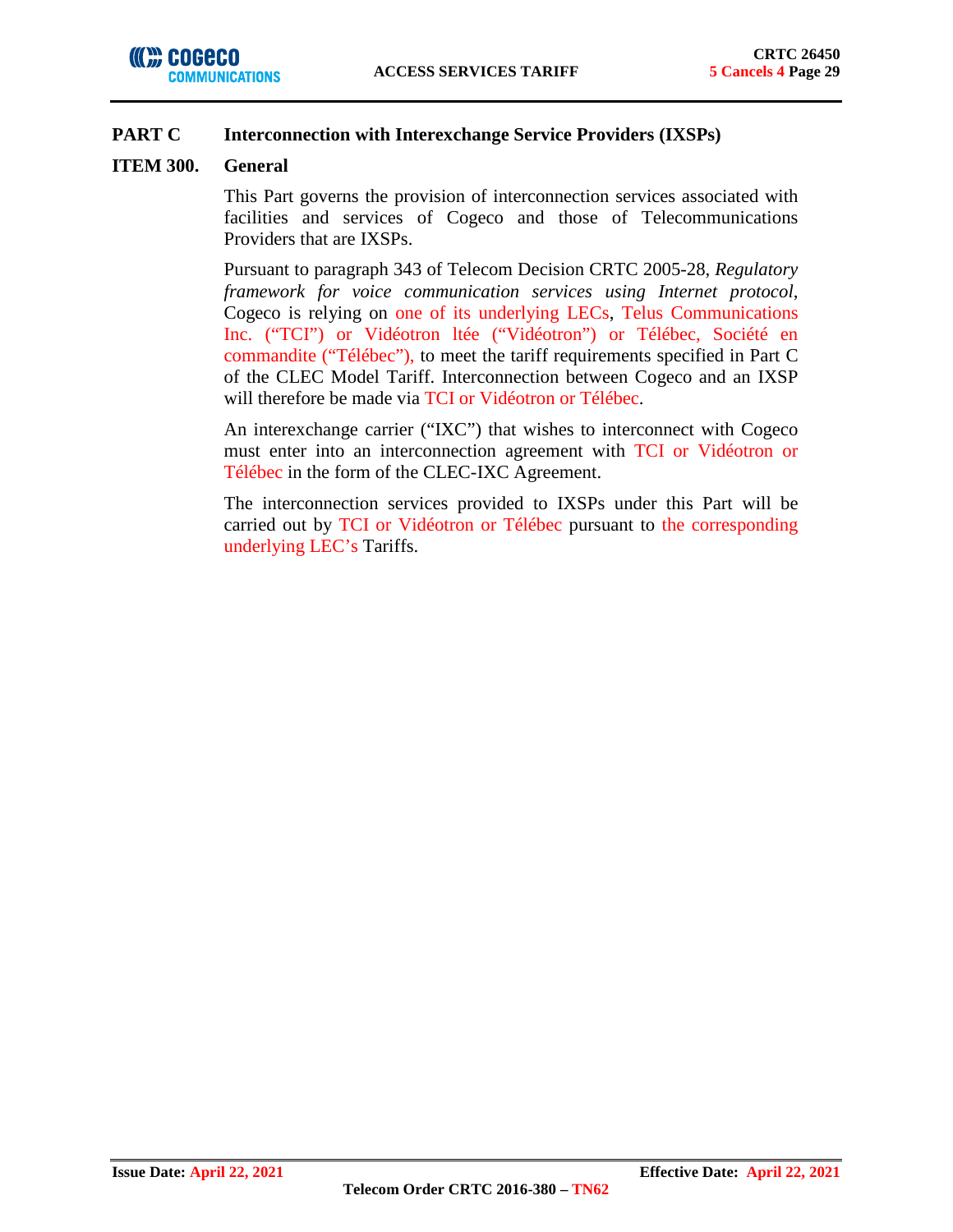## PART C Interconnection with Interexchange Service Providers (IXSPs)

### ITEM 300. General

This Part governs the provision of interconnection services associated with facilities and services of Cogeco and those of Telecommunications Providers that are IXSPs.

Pursuant to paragraph 343 of Telecom Decision CRTC 2005-28, *Regulatory framework for voice communication services using Internet protocol*, Cogeco is relying on one of its underlying LECs, Telus Communications Inc. ("TCI") or Vidéotron ltée ("Vidéotron") or Télébec, Société en commandite ("Télébec"), to meet the tariff requirements specified in Part C of the CLEC Model Tariff. Interconnection between Cogeco and an IXSP will therefore be made via TCI or Vidéotron or Télébec.

An interexchange carrier ("IXC") that wishes to interconnect with Cogeco must enter into an interconnection agreement with TCI or Vidéotron or Télébec in the form of the CLEC-IXC Agreement.

The interconnection services provided to IXSPs under this Part will be carried out by TCI or Vidéotron or Télébec pursuant to the corresponding underlying LEC's Tariffs.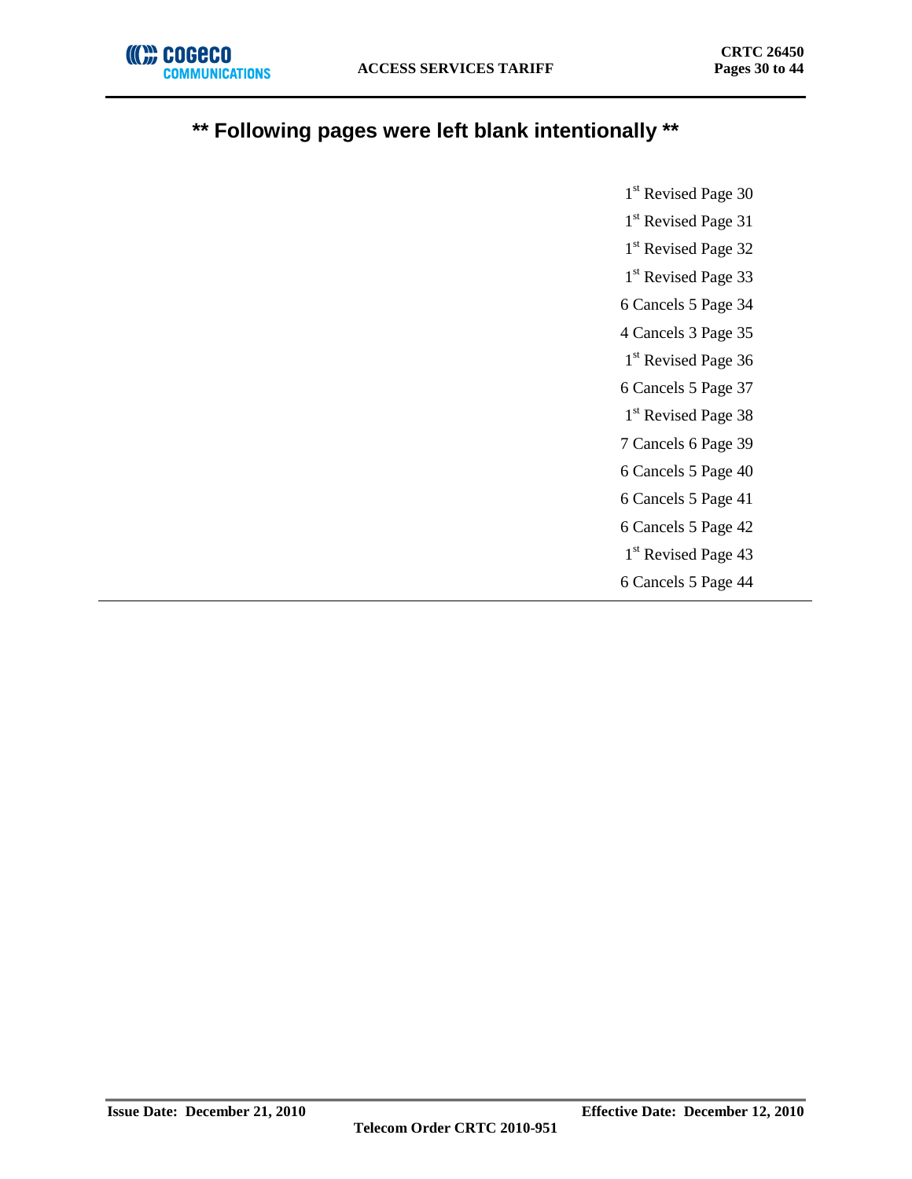## ** Following pages were left blank intentionally **

1st Revised Page 30

1st Revised Page 31

1st Revised Page 32

1st Revised Page 33

6 Cancels 5 Page 34

4 Cancels 3 Page 35

1st Revised Page 36

6 Cancels 5 Page 37

1st Revised Page 38

7 Cancels 6 Page 39

6 Cancels 5 Page 40

6 Cancels 5 Page 41

6 Cancels 5 Page 42

1st Revised Page 43

6 Cancels 5 Page 44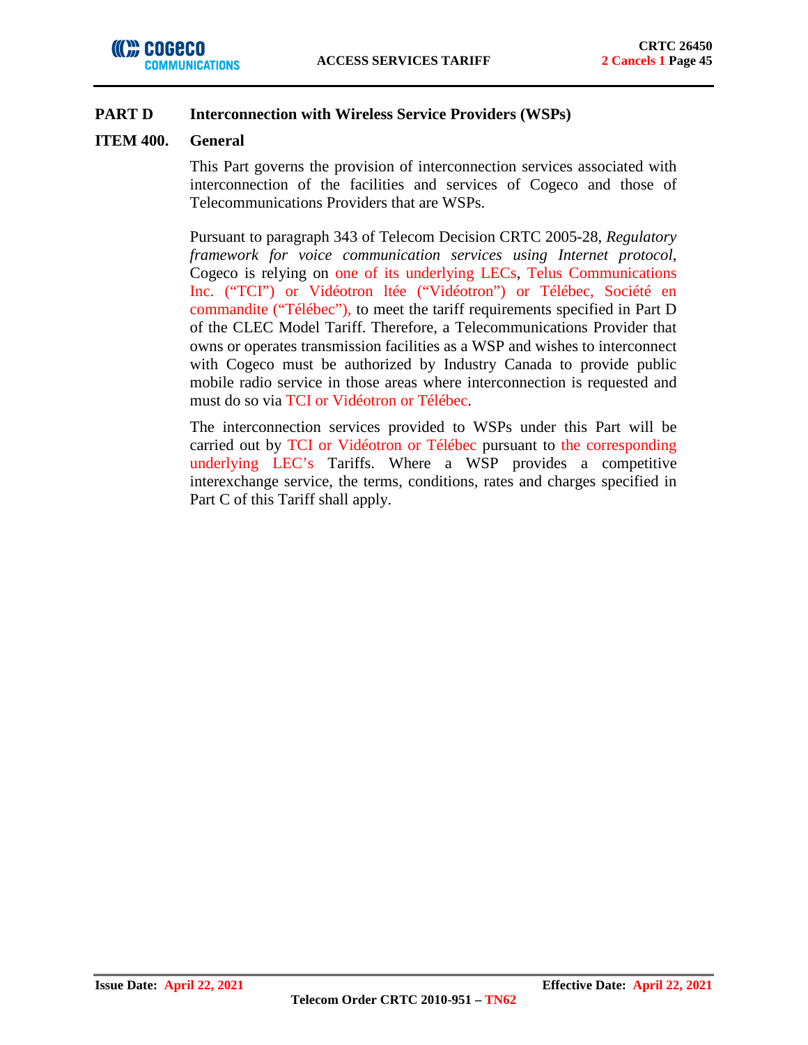## PART D Interconnection with Wireless Service Providers (WSPs)

### ITEM 400. General

This Part governs the provision of interconnection services associated with interconnection of the facilities and services of Cogeco and those of Telecommunications Providers that are WSPs.

Pursuant to paragraph 343 of Telecom Decision CRTC 2005-28, *Regulatory framework for voice communication services using Internet protocol*, Cogeco is relying on one of its underlying LECs, Telus Communications Inc. ("TCI") or Vidéotron ltée ("Vidéotron") or Télébec, Société en commandite ("Télébec"), to meet the tariff requirements specified in Part D of the CLEC Model Tariff. Therefore, a Telecommunications Provider that owns or operates transmission facilities as a WSP and wishes to interconnect with Cogeco must be authorized by Industry Canada to provide public mobile radio service in those areas where interconnection is requested and must do so via TCI or Vidéotron or Télébec.

The interconnection services provided to WSPs under this Part will be carried out by TCI or Vidéotron or Télébec pursuant to the corresponding underlying LEC's Tariffs. Where a WSP provides a competitive interexchange service, the terms, conditions, rates and charges specified in Part C of this Tariff shall apply.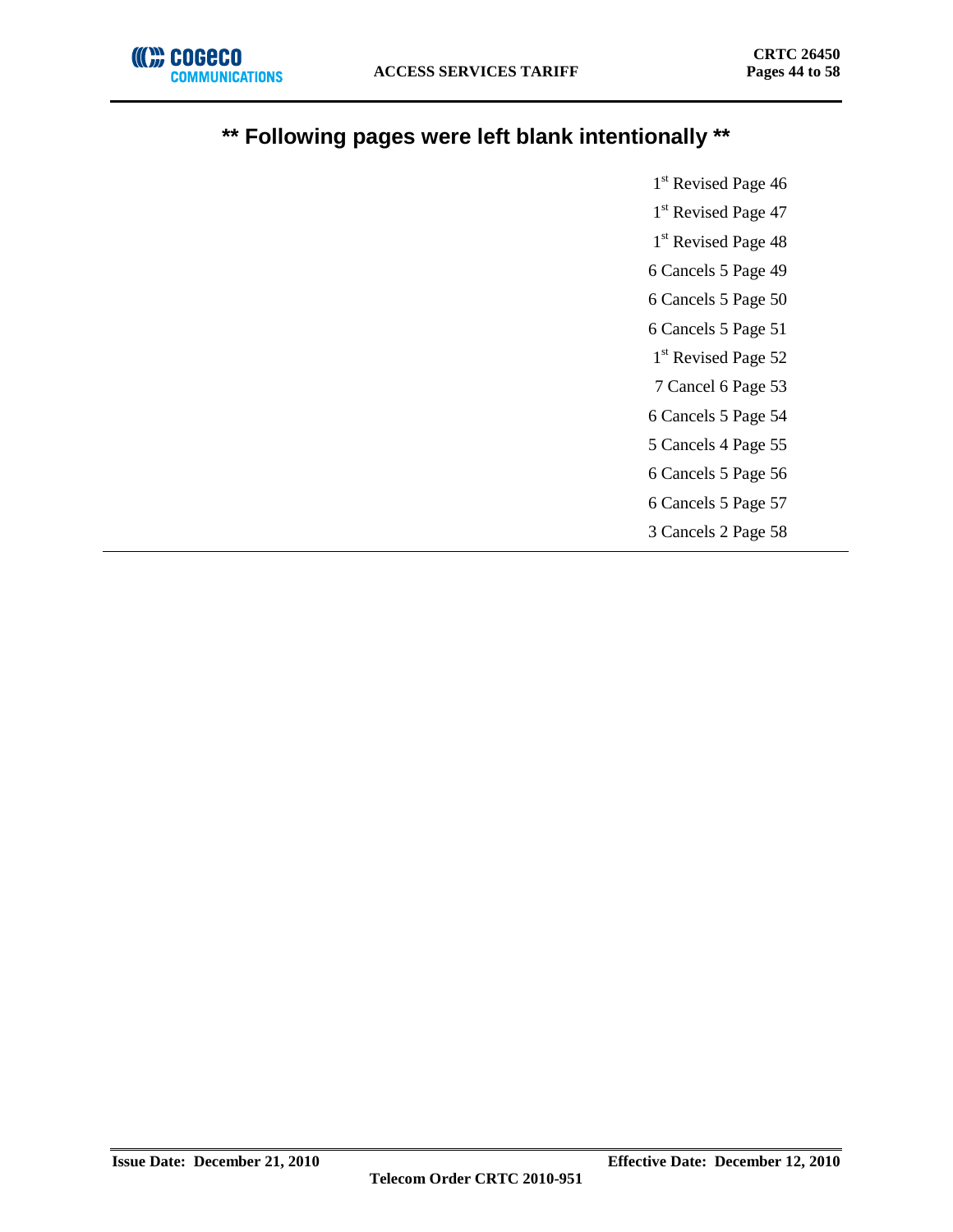## ** Following pages were left blank intentionally **

1st Revised Page 46

1st Revised Page 47

1st Revised Page 48

6 Cancels 5 Page 49

6 Cancels 5 Page 50

6 Cancels 5 Page 51

1st Revised Page 52

7 Cancel 6 Page 53

6 Cancels 5 Page 54

5 Cancels 4 Page 55

6 Cancels 5 Page 56

6 Cancels 5 Page 57

3 Cancels 2 Page 58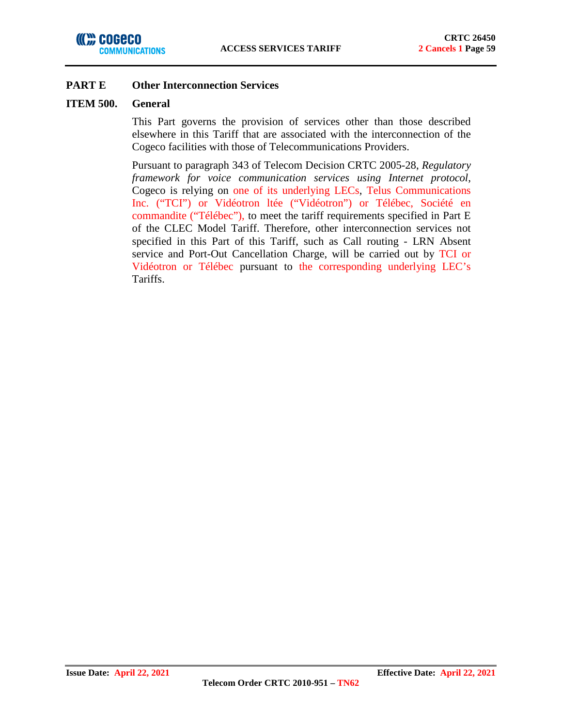## PART E Other Interconnection Services

### ITEM 500. General

This Part governs the provision of services other than those described elsewhere in this Tariff that are associated with the interconnection of the Cogeco facilities with those of Telecommunications Providers.

Pursuant to paragraph 343 of Telecom Decision CRTC 2005-28, *Regulatory framework for voice communication services using Internet protocol*, Cogeco is relying on one of its underlying LECs, Telus Communications Inc. ("TCI") or Vidéotron ltée ("Vidéotron") or Télébec, Société en commandite ("Télébec"), to meet the tariff requirements specified in Part E of the CLEC Model Tariff. Therefore, other interconnection services not specified in this Part of this Tariff, such as Call routing - LRN Absent service and Port-Out Cancellation Charge, will be carried out by TCI or Vidéotron or Télébec pursuant to the corresponding underlying LEC's Tariffs.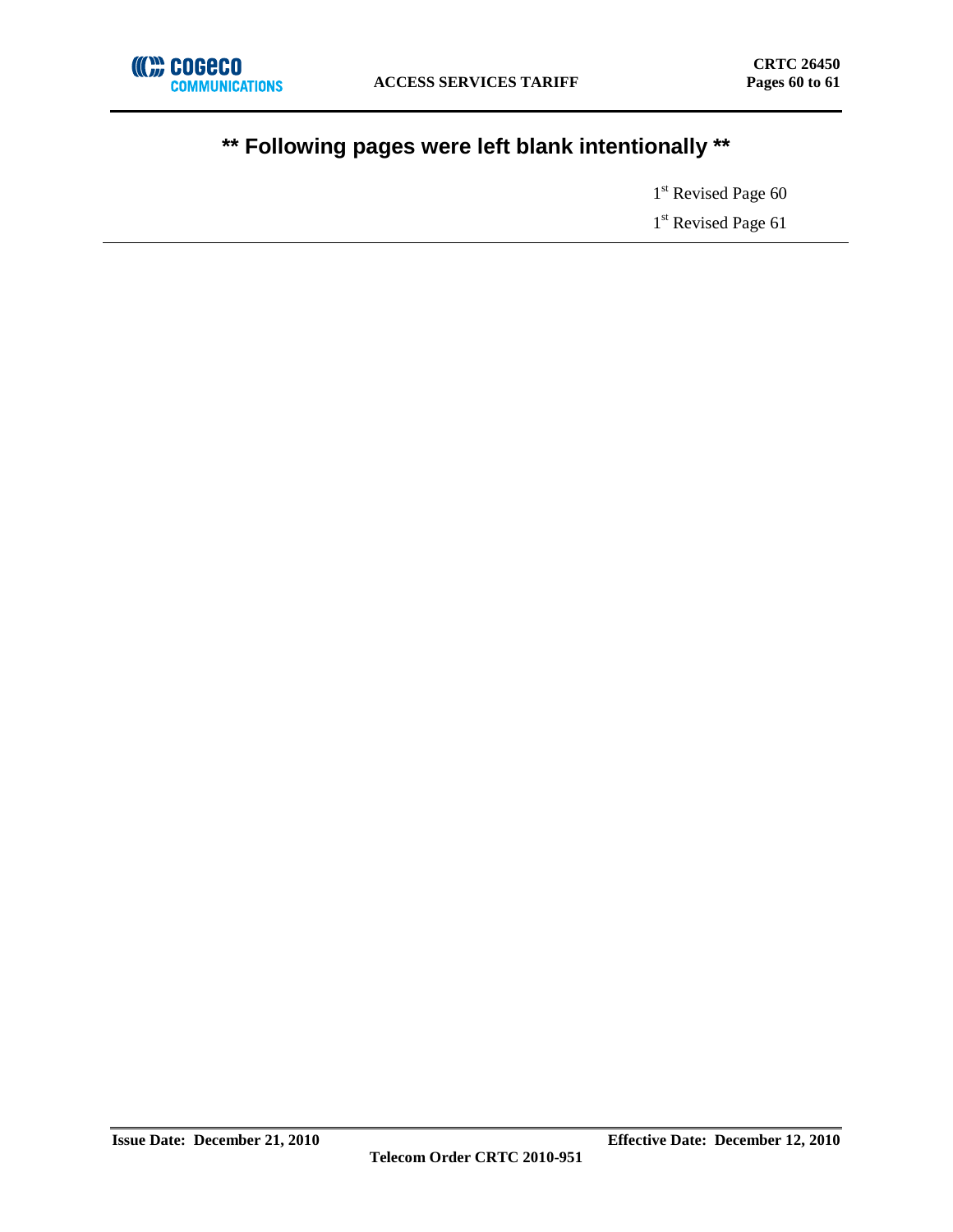## ** Following pages were left blank intentionally **

1st Revised Page 60

1st Revised Page 61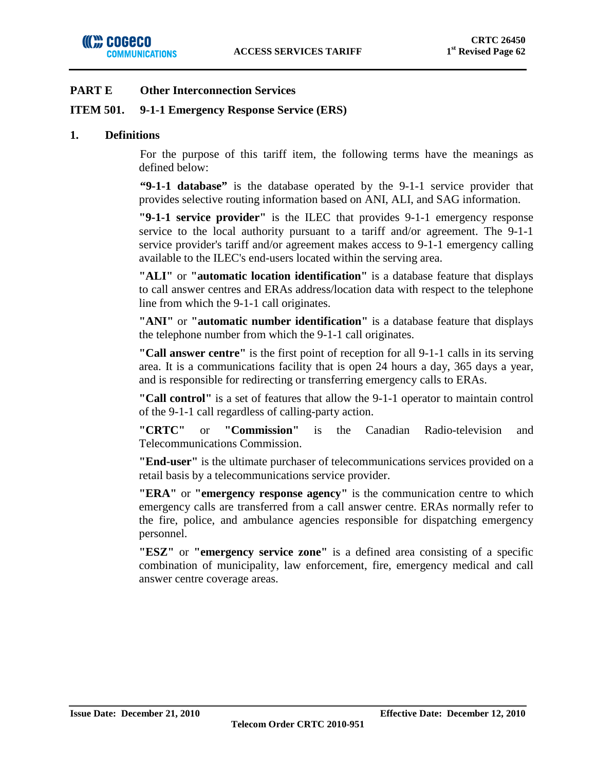## PART E Other Interconnection Services

### ITEM 501. 9-1-1 Emergency Response Service (ERS)

### 1. Definitions

For the purpose of this tariff item, the following terms have the meanings as defined below:

**"9-1-1 database"** is the database operated by the 9-1-1 service provider that provides selective routing information based on ANI, ALI, and SAG information.

**"9-1-1 service provider"** is the ILEC that provides 9-1-1 emergency response service to the local authority pursuant to a tariff and/or agreement. The 9-1-1 service provider's tariff and/or agreement makes access to 9-1-1 emergency calling available to the ILEC's end-users located within the serving area.

**"ALI"** or **"automatic location identification"** is a database feature that displays to call answer centres and ERAs address/location data with respect to the telephone line from which the 9-1-1 call originates.

**"ANI"** or **"automatic number identification"** is a database feature that displays the telephone number from which the 9-1-1 call originates.

**"Call answer centre"** is the first point of reception for all 9-1-1 calls in its serving area. It is a communications facility that is open 24 hours a day, 365 days a year, and is responsible for redirecting or transferring emergency calls to ERAs.

**"Call control"** is a set of features that allow the 9-1-1 operator to maintain control of the 9-1-1 call regardless of calling-party action.

**"CRTC"** or **"Commission"** is the Canadian Radio-television and Telecommunications Commission.

**"End-user"** is the ultimate purchaser of telecommunications services provided on a retail basis by a telecommunications service provider.

**"ERA"** or **"emergency response agency"** is the communication centre to which emergency calls are transferred from a call answer centre. ERAs normally refer to the fire, police, and ambulance agencies responsible for dispatching emergency personnel.

**"ESZ"** or **"emergency service zone"** is a defined area consisting of a specific combination of municipality, law enforcement, fire, emergency medical and call answer centre coverage areas.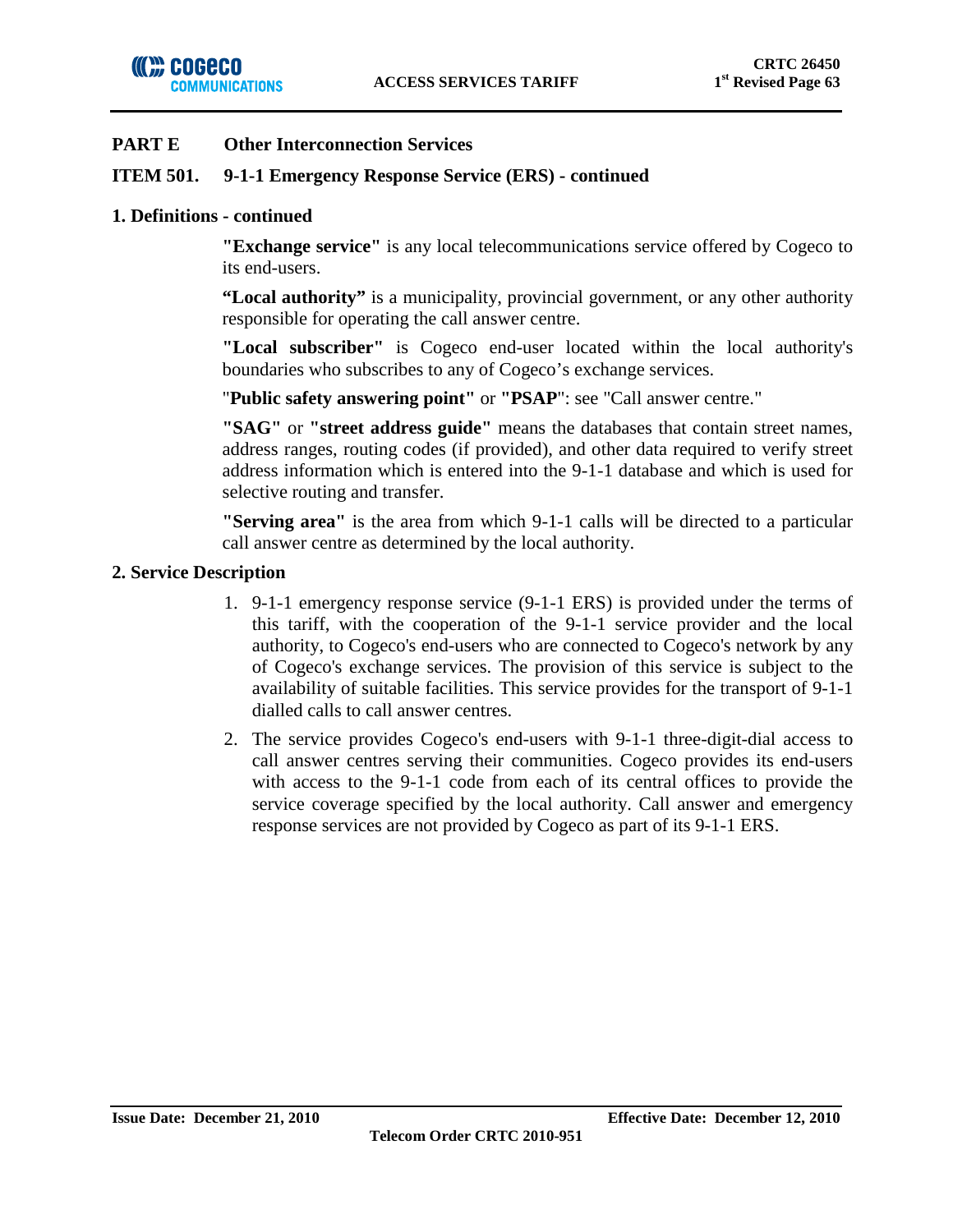## PART E Other Interconnection Services

### ITEM 501. 9-1-1 Emergency Response Service (ERS) - continued

#### 1. Definitions - continued

**"Exchange service"** is any local telecommunications service offered by Cogeco to its end-users.

**"Local authority"** is a municipality, provincial government, or any other authority responsible for operating the call answer centre.

**"Local subscriber"** is Cogeco end-user located within the local authority's boundaries who subscribes to any of Cogeco's exchange services.

"**Public safety answering point"** or **"PSAP**": see "Call answer centre."

**"SAG"** or **"street address guide"** means the databases that contain street names, address ranges, routing codes (if provided), and other data required to verify street address information which is entered into the 9-1-1 database and which is used for selective routing and transfer.

**"Serving area"** is the area from which 9-1-1 calls will be directed to a particular call answer centre as determined by the local authority.

#### 2. Service Description

1. 9-1-1 emergency response service (9-1-1 ERS) is provided under the terms of this tariff, with the cooperation of the 9-1-1 service provider and the local authority, to Cogeco's end-users who are connected to Cogeco's network by any of Cogeco's exchange services. The provision of this service is subject to the availability of suitable facilities. This service provides for the transport of 9-1-1 dialled calls to call answer centres.
2. The service provides Cogeco's end-users with 9-1-1 three-digit-dial access to call answer centres serving their communities. Cogeco provides its end-users with access to the 9-1-1 code from each of its central offices to provide the service coverage specified by the local authority. Call answer and emergency response services are not provided by Cogeco as part of its 9-1-1 ERS.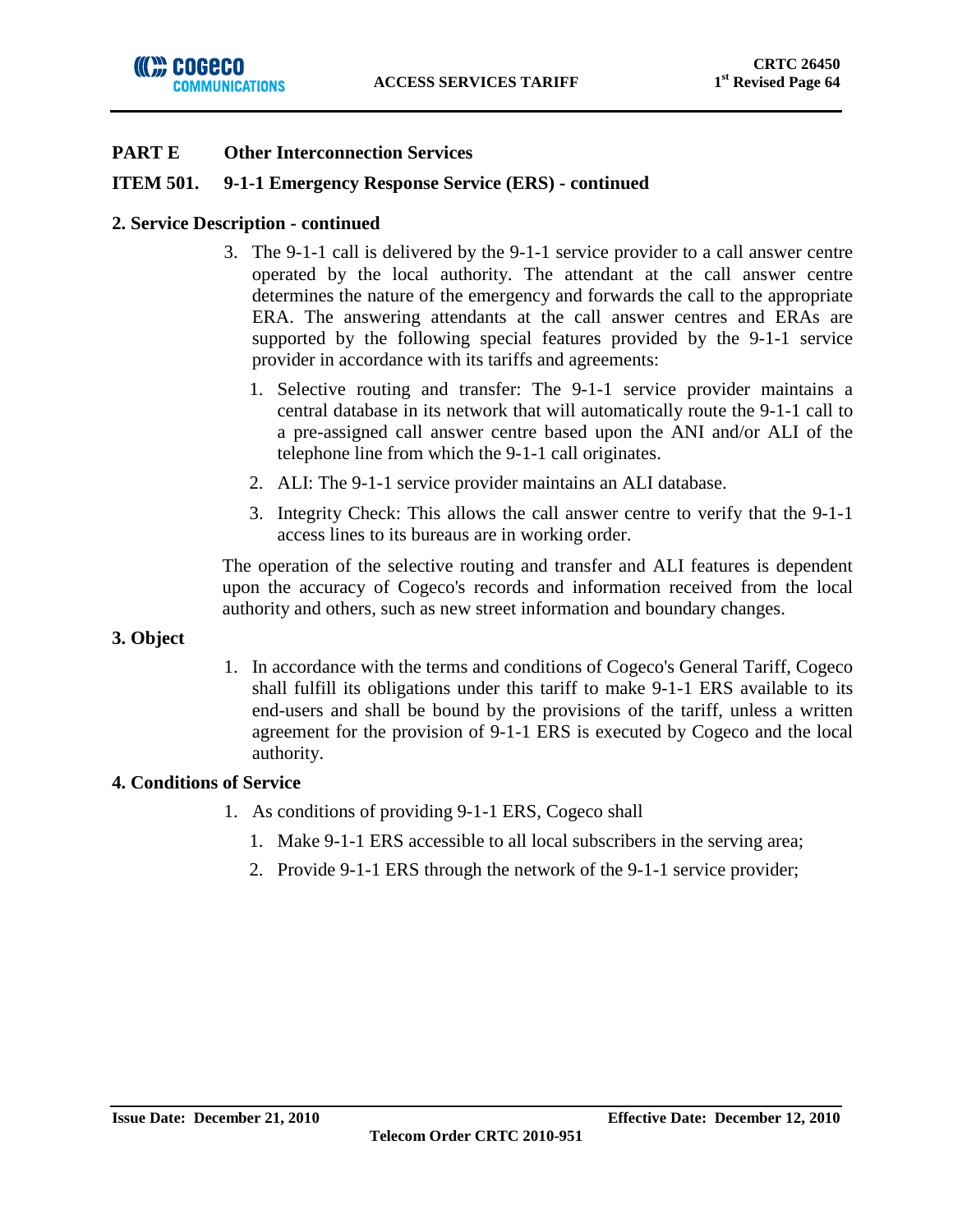## PART E Other Interconnection Services

### ITEM 501. 9-1-1 Emergency Response Service (ERS) - continued

#### 2. Service Description - continued

3. The 9-1-1 call is delivered by the 9-1-1 service provider to a call answer centre operated by the local authority. The attendant at the call answer centre determines the nature of the emergency and forwards the call to the appropriate ERA. The answering attendants at the call answer centres and ERAs are supported by the following special features provided by the 9-1-1 service provider in accordance with its tariffs and agreements:
   1. Selective routing and transfer: The 9-1-1 service provider maintains a central database in its network that will automatically route the 9-1-1 call to a pre-assigned call answer centre based upon the ANI and/or ALI of the telephone line from which the 9-1-1 call originates.
   2. ALI: The 9-1-1 service provider maintains an ALI database.
   3. Integrity Check: This allows the call answer centre to verify that the 9-1-1 access lines to its bureaus are in working order.

The operation of the selective routing and transfer and ALI features is dependent upon the accuracy of Cogeco's records and information received from the local authority and others, such as new street information and boundary changes.

#### 3. Object

1. In accordance with the terms and conditions of Cogeco's General Tariff, Cogeco shall fulfill its obligations under this tariff to make 9-1-1 ERS available to its end-users and shall be bound by the provisions of the tariff, unless a written agreement for the provision of 9-1-1 ERS is executed by Cogeco and the local authority.

#### 4. Conditions of Service

1. As conditions of providing 9-1-1 ERS, Cogeco shall
   1. Make 9-1-1 ERS accessible to all local subscribers in the serving area;
   2. Provide 9-1-1 ERS through the network of the 9-1-1 service provider;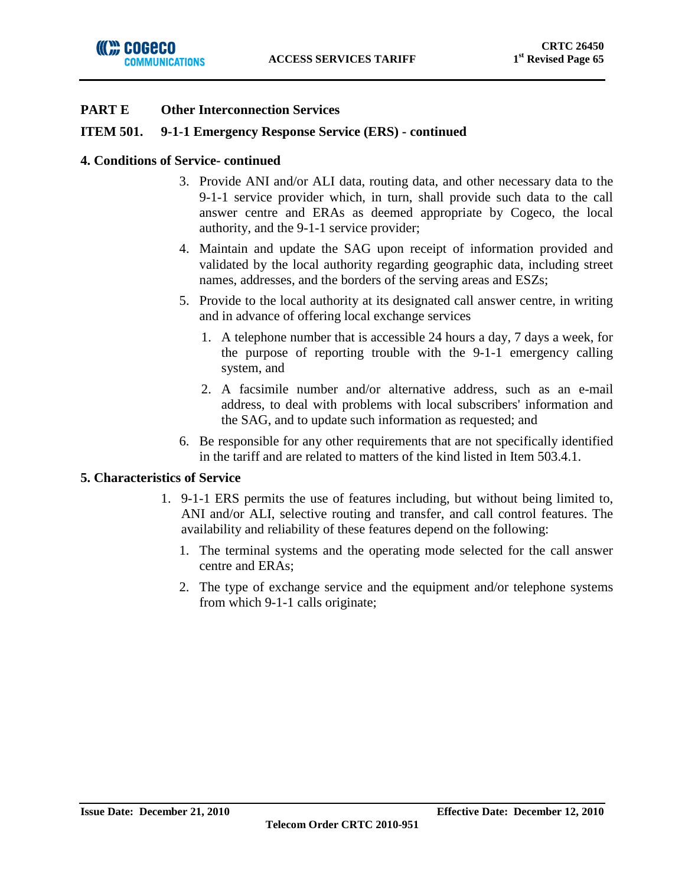**PART E Other Interconnection Services**

**ITEM 501. 9-1-1 Emergency Response Service (ERS) - continued**

**4. Conditions of Service- continued**

3. Provide ANI and/or ALI data, routing data, and other necessary data to the 9-1-1 service provider which, in turn, shall provide such data to the call answer centre and ERAs as deemed appropriate by Cogeco, the local authority, and the 9-1-1 service provider;
4. Maintain and update the SAG upon receipt of information provided and validated by the local authority regarding geographic data, including street names, addresses, and the borders of the serving areas and ESZs;
5. Provide to the local authority at its designated call answer centre, in writing and in advance of offering local exchange services
   1. A telephone number that is accessible 24 hours a day, 7 days a week, for the purpose of reporting trouble with the 9-1-1 emergency calling system, and
   2. A facsimile number and/or alternative address, such as an e-mail address, to deal with problems with local subscribers' information and the SAG, and to update such information as requested; and
6. Be responsible for any other requirements that are not specifically identified in the tariff and are related to matters of the kind listed in Item 503.4.1.

**5. Characteristics of Service**

1. 9-1-1 ERS permits the use of features including, but without being limited to, ANI and/or ALI, selective routing and transfer, and call control features. The availability and reliability of these features depend on the following:
   1. The terminal systems and the operating mode selected for the call answer centre and ERAs;
   2. The type of exchange service and the equipment and/or telephone systems from which 9-1-1 calls originate;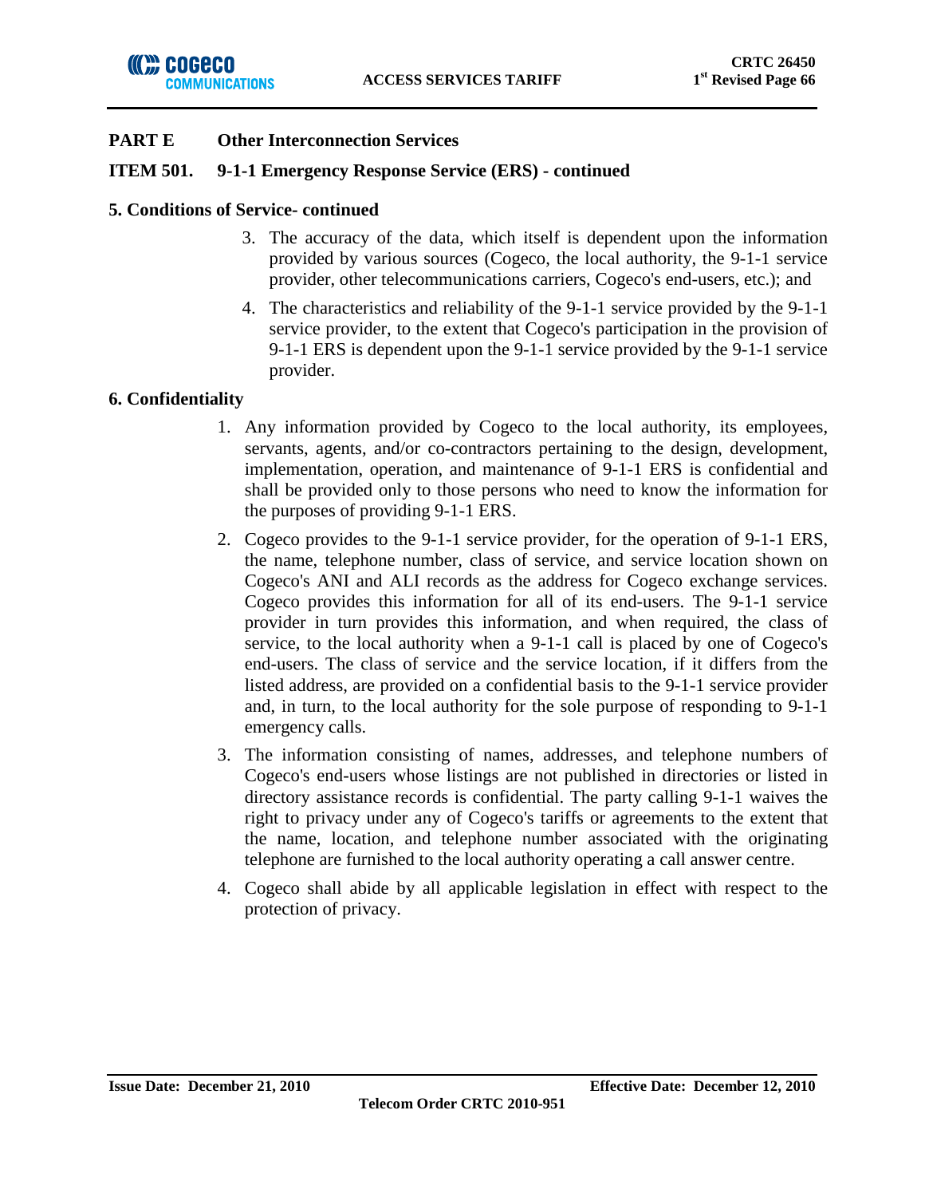## PART E Other Interconnection Services

### ITEM 501. 9-1-1 Emergency Response Service (ERS) - continued

**5. Conditions of Service- continued**

3. The accuracy of the data, which itself is dependent upon the information provided by various sources (Cogeco, the local authority, the 9-1-1 service provider, other telecommunications carriers, Cogeco's end-users, etc.); and
4. The characteristics and reliability of the 9-1-1 service provided by the 9-1-1 service provider, to the extent that Cogeco's participation in the provision of 9-1-1 ERS is dependent upon the 9-1-1 service provided by the 9-1-1 service provider.

**6. Confidentiality**

1. Any information provided by Cogeco to the local authority, its employees, servants, agents, and/or co-contractors pertaining to the design, development, implementation, operation, and maintenance of 9-1-1 ERS is confidential and shall be provided only to those persons who need to know the information for the purposes of providing 9-1-1 ERS.
2. Cogeco provides to the 9-1-1 service provider, for the operation of 9-1-1 ERS, the name, telephone number, class of service, and service location shown on Cogeco's ANI and ALI records as the address for Cogeco exchange services. Cogeco provides this information for all of its end-users. The 9-1-1 service provider in turn provides this information, and when required, the class of service, to the local authority when a 9-1-1 call is placed by one of Cogeco's end-users. The class of service and the service location, if it differs from the listed address, are provided on a confidential basis to the 9-1-1 service provider and, in turn, to the local authority for the sole purpose of responding to 9-1-1 emergency calls.
3. The information consisting of names, addresses, and telephone numbers of Cogeco's end-users whose listings are not published in directories or listed in directory assistance records is confidential. The party calling 9-1-1 waives the right to privacy under any of Cogeco's tariffs or agreements to the extent that the name, location, and telephone number associated with the originating telephone are furnished to the local authority operating a call answer centre.
4. Cogeco shall abide by all applicable legislation in effect with respect to the protection of privacy.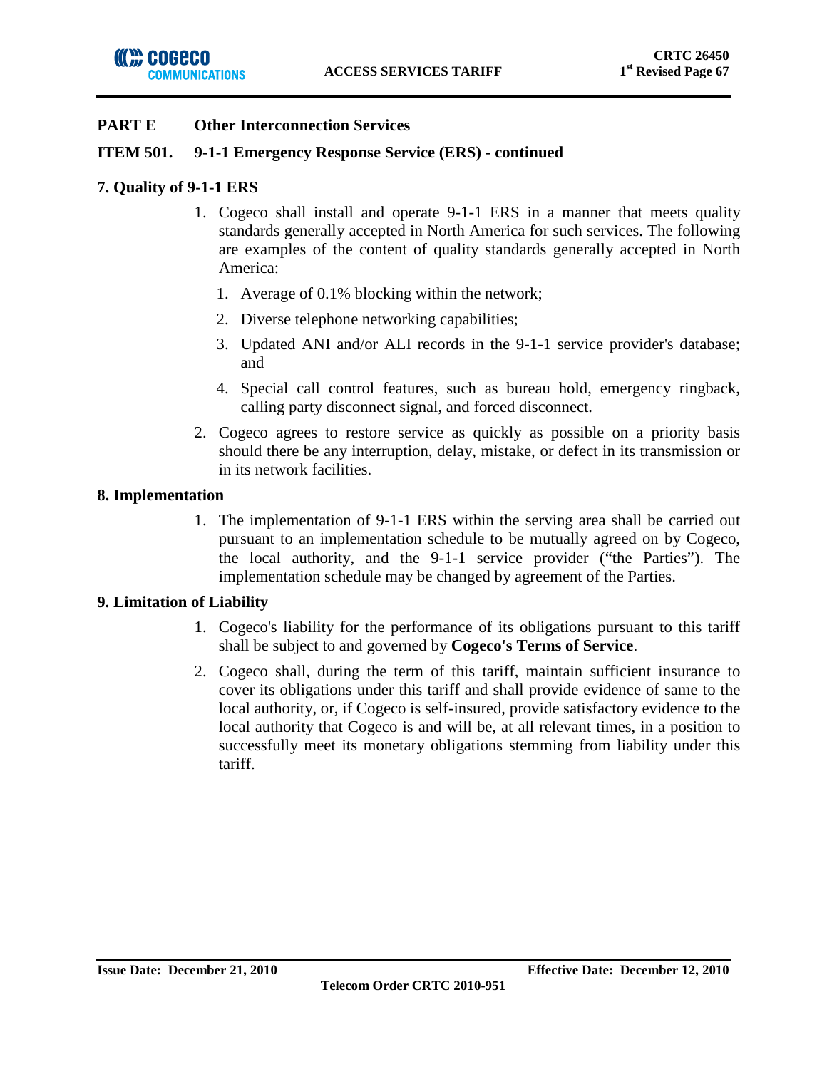## PART E Other Interconnection Services

### ITEM 501. 9-1-1 Emergency Response Service (ERS) - continued

### 7. Quality of 9-1-1 ERS

1. Cogeco shall install and operate 9-1-1 ERS in a manner that meets quality standards generally accepted in North America for such services. The following are examples of the content of quality standards generally accepted in North America:
   1. Average of 0.1% blocking within the network;
   2. Diverse telephone networking capabilities;
   3. Updated ANI and/or ALI records in the 9-1-1 service provider's database; and
   4. Special call control features, such as bureau hold, emergency ringback, calling party disconnect signal, and forced disconnect.
2. Cogeco agrees to restore service as quickly as possible on a priority basis should there be any interruption, delay, mistake, or defect in its transmission or in its network facilities.

### 8. Implementation

1. The implementation of 9-1-1 ERS within the serving area shall be carried out pursuant to an implementation schedule to be mutually agreed on by Cogeco, the local authority, and the 9-1-1 service provider ("the Parties"). The implementation schedule may be changed by agreement of the Parties.

### 9. Limitation of Liability

1. Cogeco's liability for the performance of its obligations pursuant to this tariff shall be subject to and governed by **Cogeco's Terms of Service**.
2. Cogeco shall, during the term of this tariff, maintain sufficient insurance to cover its obligations under this tariff and shall provide evidence of same to the local authority, or, if Cogeco is self-insured, provide satisfactory evidence to the local authority that Cogeco is and will be, at all relevant times, in a position to successfully meet its monetary obligations stemming from liability under this tariff.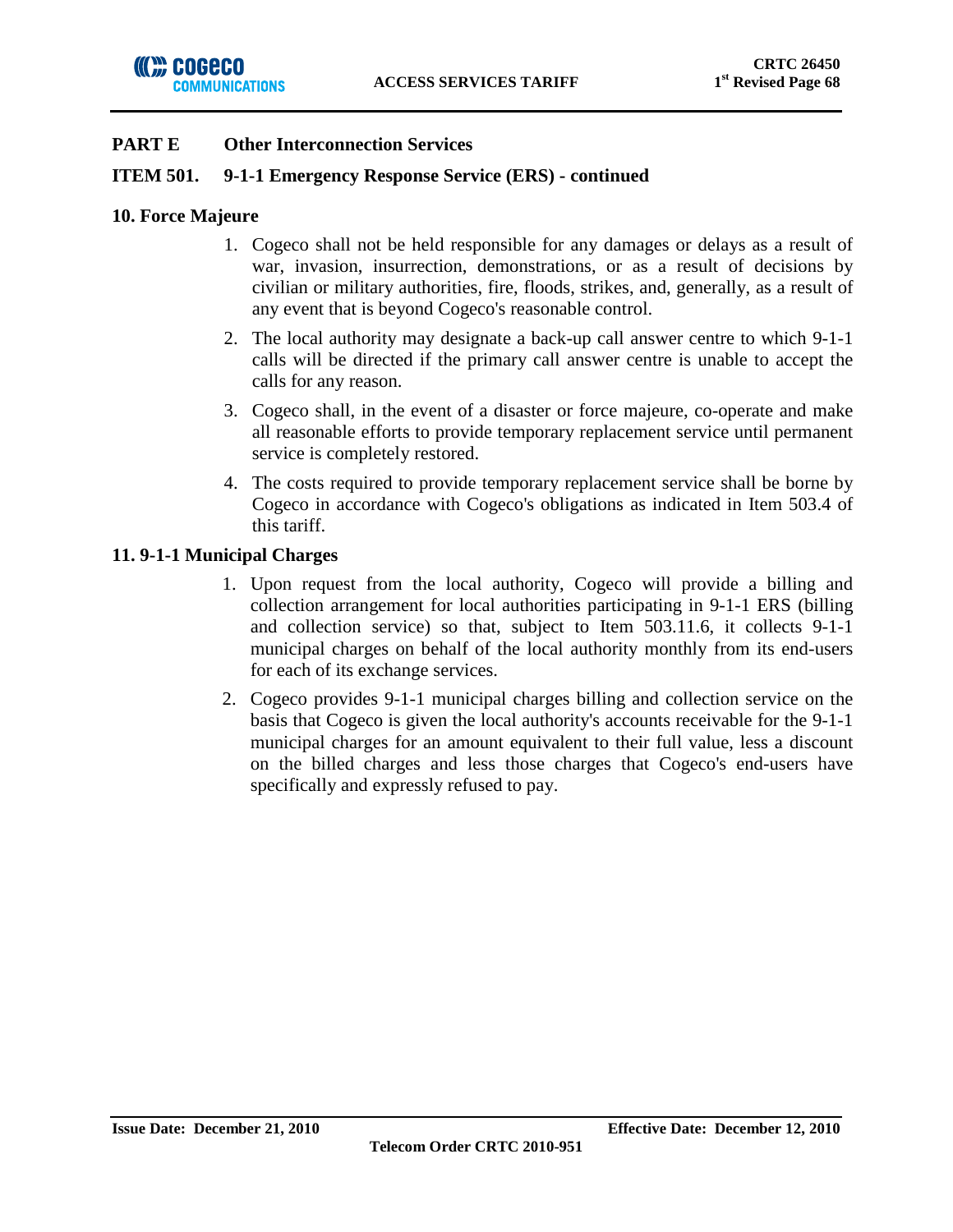## PART E Other Interconnection Services

### ITEM 501. 9-1-1 Emergency Response Service (ERS) - continued

#### 10. Force Majeure

1. Cogeco shall not be held responsible for any damages or delays as a result of war, invasion, insurrection, demonstrations, or as a result of decisions by civilian or military authorities, fire, floods, strikes, and, generally, as a result of any event that is beyond Cogeco's reasonable control.
2. The local authority may designate a back-up call answer centre to which 9-1-1 calls will be directed if the primary call answer centre is unable to accept the calls for any reason.
3. Cogeco shall, in the event of a disaster or force majeure, co-operate and make all reasonable efforts to provide temporary replacement service until permanent service is completely restored.
4. The costs required to provide temporary replacement service shall be borne by Cogeco in accordance with Cogeco's obligations as indicated in Item 503.4 of this tariff.

#### 11. 9-1-1 Municipal Charges

1. Upon request from the local authority, Cogeco will provide a billing and collection arrangement for local authorities participating in 9-1-1 ERS (billing and collection service) so that, subject to Item 503.11.6, it collects 9-1-1 municipal charges on behalf of the local authority monthly from its end-users for each of its exchange services.
2. Cogeco provides 9-1-1 municipal charges billing and collection service on the basis that Cogeco is given the local authority's accounts receivable for the 9-1-1 municipal charges for an amount equivalent to their full value, less a discount on the billed charges and less those charges that Cogeco's end-users have specifically and expressly refused to pay.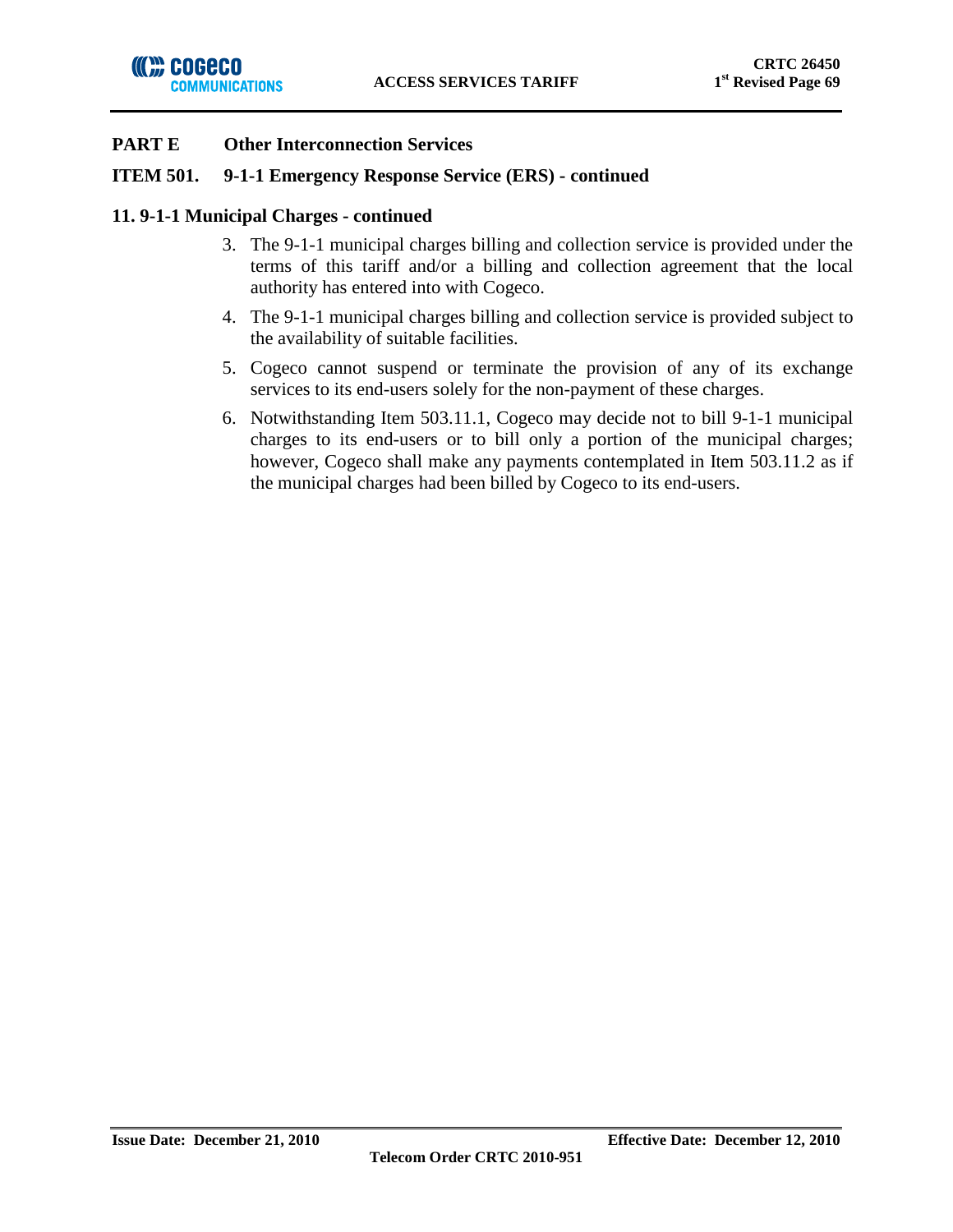## PART E Other Interconnection Services

### ITEM 501. 9-1-1 Emergency Response Service (ERS) - continued

#### 11. 9-1-1 Municipal Charges - continued

3. The 9-1-1 municipal charges billing and collection service is provided under the terms of this tariff and/or a billing and collection agreement that the local authority has entered into with Cogeco.
4. The 9-1-1 municipal charges billing and collection service is provided subject to the availability of suitable facilities.
5. Cogeco cannot suspend or terminate the provision of any of its exchange services to its end-users solely for the non-payment of these charges.
6. Notwithstanding Item 503.11.1, Cogeco may decide not to bill 9-1-1 municipal charges to its end-users or to bill only a portion of the municipal charges; however, Cogeco shall make any payments contemplated in Item 503.11.2 as if the municipal charges had been billed by Cogeco to its end-users.

**Issue Date: December 21, 2010** **Effective Date: December 12, 2010**

**Telecom Order CRTC 2010-951**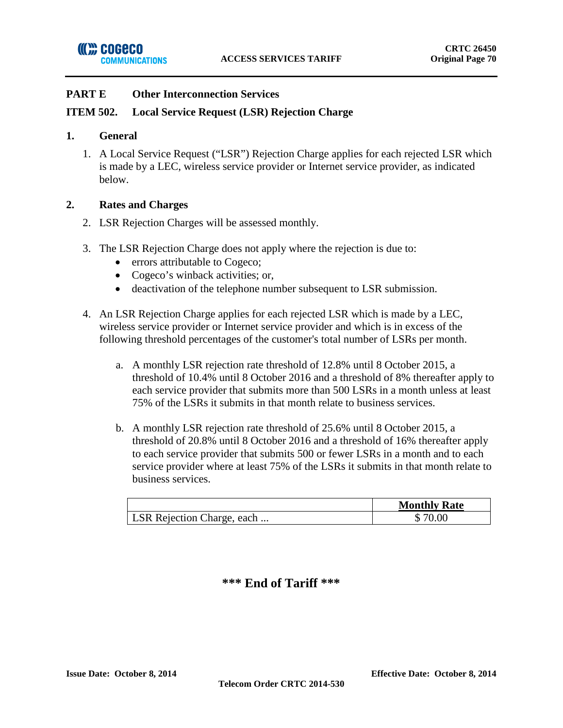## PART E Other Interconnection Services

### ITEM 502. Local Service Request (LSR) Rejection Charge

**1. General**

1. A Local Service Request ("LSR") Rejection Charge applies for each rejected LSR which is made by a LEC, wireless service provider or Internet service provider, as indicated below.

**2. Rates and Charges**

2. LSR Rejection Charges will be assessed monthly.

3. The LSR Rejection Charge does not apply where the rejection is due to:
   - errors attributable to Cogeco;
   - Cogeco's winback activities; or,
   - deactivation of the telephone number subsequent to LSR submission.

4. An LSR Rejection Charge applies for each rejected LSR which is made by a LEC, wireless service provider or Internet service provider and which is in excess of the following threshold percentages of the customer's total number of LSRs per month.

   a. A monthly LSR rejection rate threshold of 12.8% until 8 October 2015, a threshold of 10.4% until 8 October 2016 and a threshold of 8% thereafter apply to each service provider that submits more than 500 LSRs in a month unless at least 75% of the LSRs it submits in that month relate to business services.

   b. A monthly LSR rejection rate threshold of 25.6% until 8 October 2015, a threshold of 20.8% until 8 October 2016 and a threshold of 16% thereafter apply to each service provider that submits 500 or fewer LSRs in a month and to each service provider where at least 75% of the LSRs it submits in that month relate to business services.

| | Monthly Rate |
|---|---|
| LSR Rejection Charge, each ... | $ 70.00 |

**\*\*\* End of Tariff \*\*\***

Telecom Order CRTC 2014-530